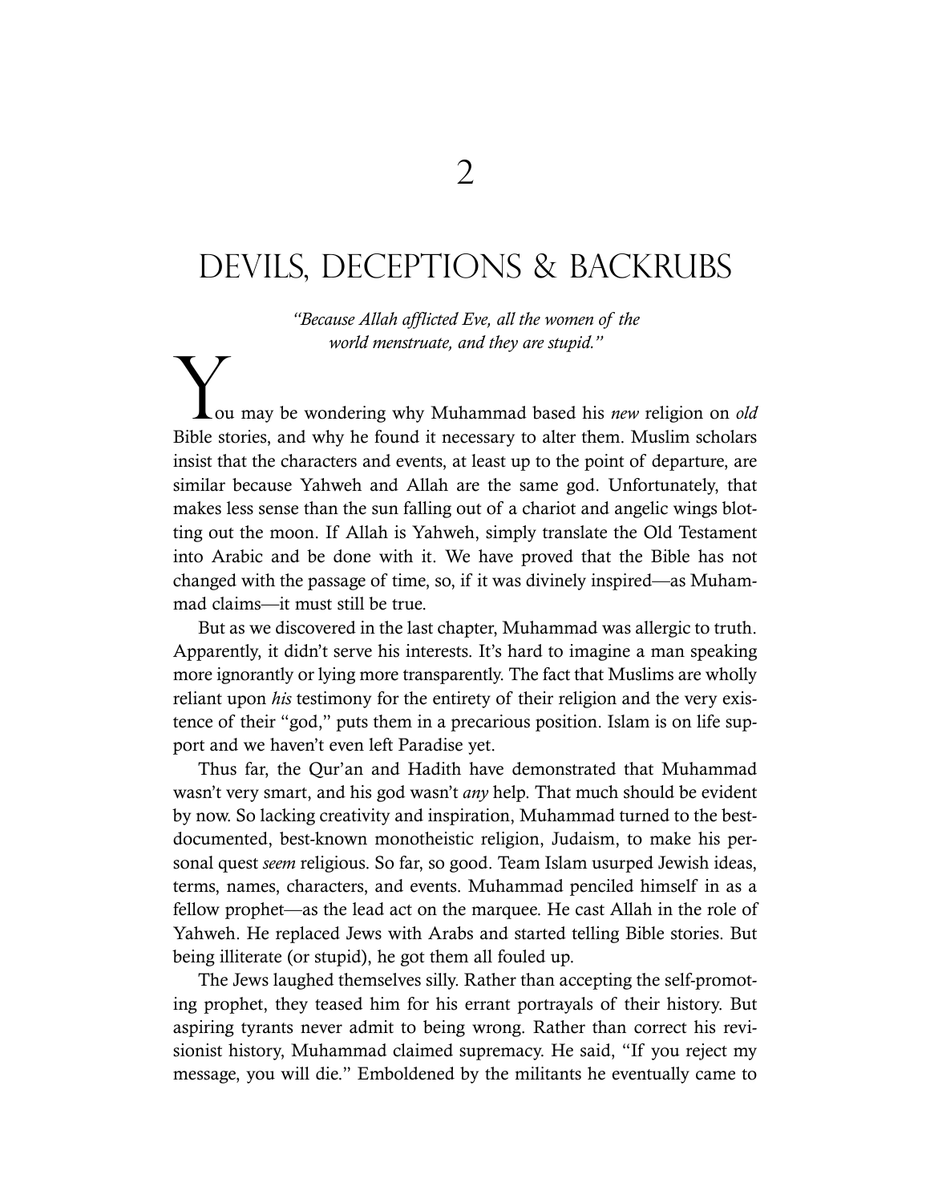# 2

# DEVILS, DECEPTIONS & BACKRUBS

*"Because Allah afflicted Eve, all the women of the world menstruate, and they are stupid."*

You may be wondering why Muhammad based his *new* religion on *old* Bible stories, and why he found it necessary to alter them. Muslim scholars insist that the characters and events, at least up to the point of departure, are similar because Yahweh and Allah are the same god. Unfortunately, that makes less sense than the sun falling out of a chariot and angelic wings blotting out the moon. If Allah is Yahweh, simply translate the Old Testament into Arabic and be done with it. We have proved that the Bible has not changed with the passage of time, so, if it was divinely inspired—as Muhammad claims—it must still be true.

But as we discovered in the last chapter, Muhammad was allergic to truth. Apparently, it didn't serve his interests. It's hard to imagine a man speaking more ignorantly or lying more transparently. The fact that Muslims are wholly reliant upon *his* testimony for the entirety of their religion and the very existence of their "god," puts them in a precarious position. Islam is on life support and we haven't even left Paradise yet.

Thus far, the Qur'an and Hadith have demonstrated that Muhammad wasn't very smart, and his god wasn't *any* help. That much should be evident by now. So lacking creativity and inspiration, Muhammad turned to the best-documented, best-known monotheistic religion, Judaism, to make his personal quest *seem* religious. So far, so good. Team Islam usurped Jewish ideas, terms, names, characters, and events. Muhammad penciled himself in as a fellow prophet—as the lead act on the marquee. He cast Allah in the role of Yahweh. He replaced Jews with Arabs and started telling Bible stories. But being illiterate (or stupid), he got them all fouled up.

The Jews laughed themselves silly. Rather than accepting the self-promoting prophet, they teased him for his errant portrayals of their history. But aspiring tyrants never admit to being wrong. Rather than correct his revisionist history, Muhammad claimed supremacy. He said, "If you reject my message, you will die." Emboldened by the militants he eventually came to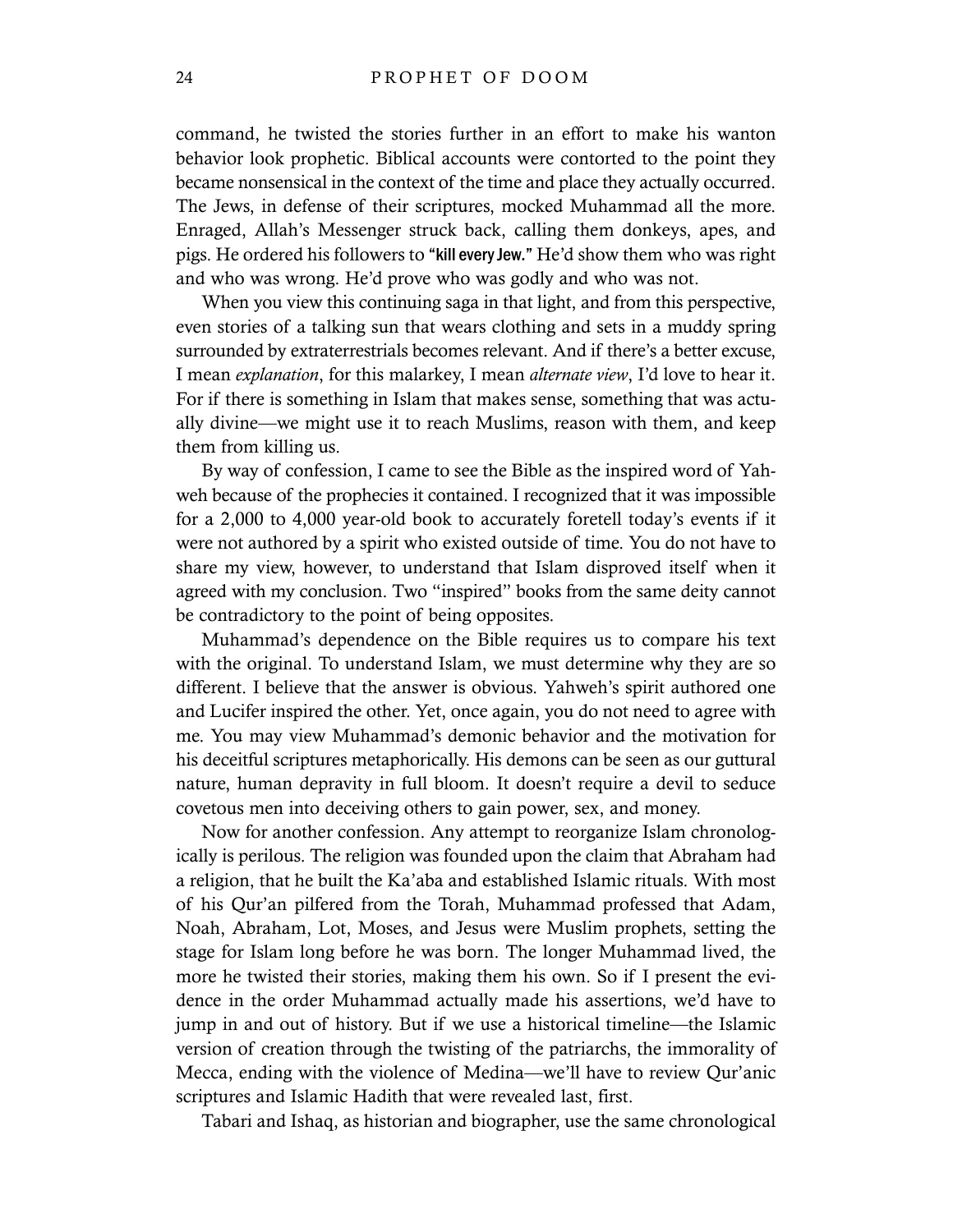command, he twisted the stories further in an effort to make his wanton behavior look prophetic. Biblical accounts were contorted to the point they became nonsensical in the context of the time and place they actually occurred. The Jews, in defense of their scriptures, mocked Muhammad all the more. Enraged, Allah's Messenger struck back, calling them donkeys, apes, and pigs. He ordered his followers to **"kill every Jew."** He'd show them who was right and who was wrong. He'd prove who was godly and who was not.

When you view this continuing saga in that light, and from this perspective, even stories of a talking sun that wears clothing and sets in a muddy spring surrounded by extraterrestrials becomes relevant. And if there's a better excuse, I mean *explanation*, for this malarkey, I mean *alternate view*, I'd love to hear it. For if there is something in Islam that makes sense, something that was actually divine—we might use it to reach Muslims, reason with them, and keep them from killing us.

By way of confession, I came to see the Bible as the inspired word of Yahweh because of the prophecies it contained. I recognized that it was impossible for a 2,000 to 4,000 year-old book to accurately foretell today's events if it were not authored by a spirit who existed outside of time. You do not have to share my view, however, to understand that Islam disproved itself when it agreed with my conclusion. Two "inspired" books from the same deity cannot be contradictory to the point of being opposites.

Muhammad's dependence on the Bible requires us to compare his text with the original. To understand Islam, we must determine why they are so different. I believe that the answer is obvious. Yahweh's spirit authored one and Lucifer inspired the other. Yet, once again, you do not need to agree with me. You may view Muhammad's demonic behavior and the motivation for his deceitful scriptures metaphorically. His demons can be seen as our guttural nature, human depravity in full bloom. It doesn't require a devil to seduce covetous men into deceiving others to gain power, sex, and money.

Now for another confession. Any attempt to reorganize Islam chronologically is perilous. The religion was founded upon the claim that Abraham had a religion, that he built the Ka'aba and established Islamic rituals. With most of his Qur'an pilfered from the Torah, Muhammad professed that Adam, Noah, Abraham, Lot, Moses, and Jesus were Muslim prophets, setting the stage for Islam long before he was born. The longer Muhammad lived, the more he twisted their stories, making them his own. So if I present the evidence in the order Muhammad actually made his assertions, we'd have to jump in and out of history. But if we use a historical timeline—the Islamic version of creation through the twisting of the patriarchs, the immorality of Mecca, ending with the violence of Medina—we'll have to review Qur'anic scriptures and Islamic Hadith that were revealed last, first.

Tabari and Ishaq, as historian and biographer, use the same chronological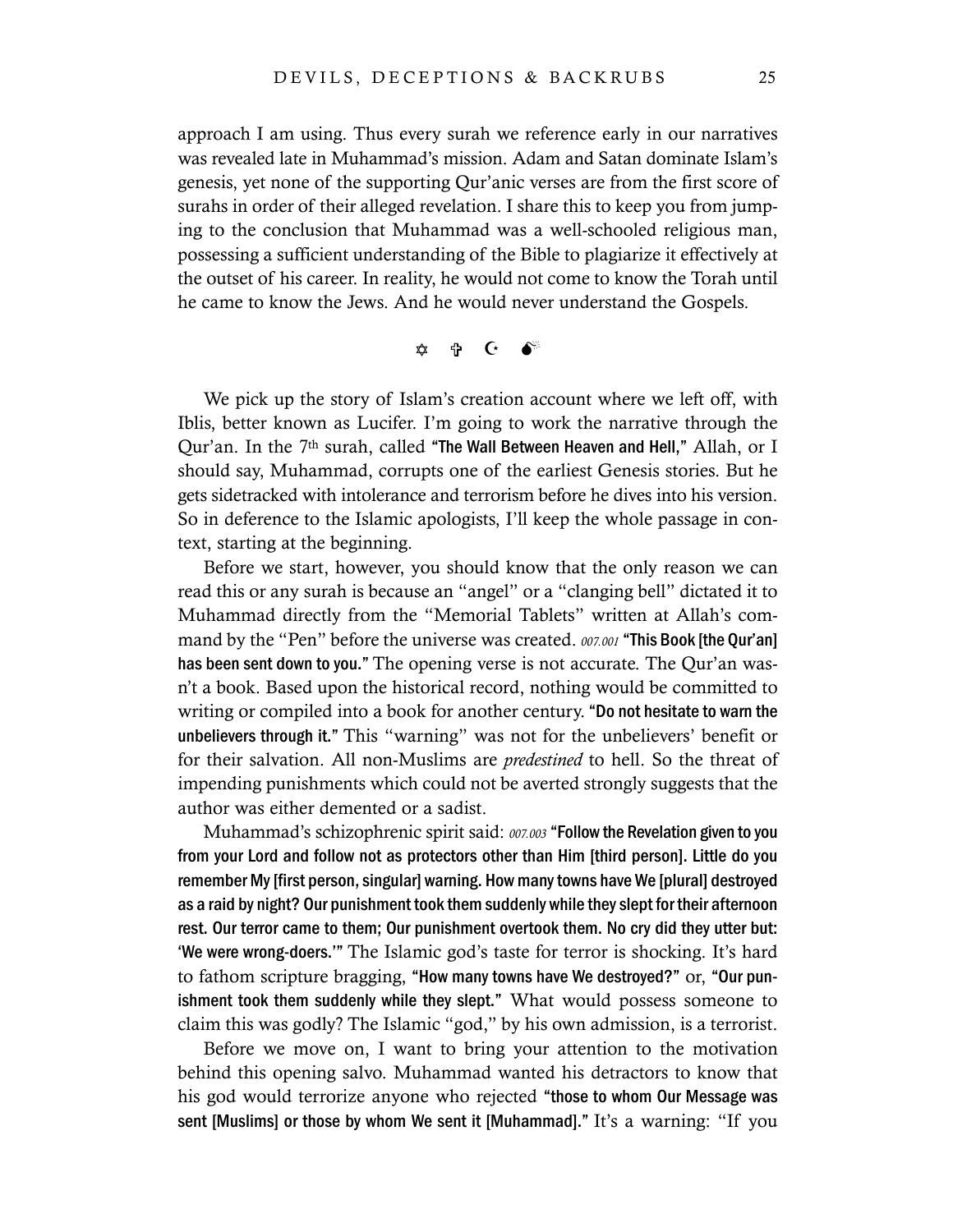approach I am using. Thus every surah we reference early in our narratives was revealed late in Muhammad's mission. Adam and Satan dominate Islam's genesis, yet none of the supporting Qur'anic verses are from the first score of surahs in order of their alleged revelation. I share this to keep you from jumping to the conclusion that Muhammad was a well-schooled religious man, possessing a sufficient understanding of the Bible to plagiarize it effectively at the outset of his career. In reality, he would not come to know the Torah until he came to know the Jews. And he would never understand the Gospels.

✡ ✞ ☪ 💣

We pick up the story of Islam's creation account where we left off, with Iblis, better known as Lucifer. I'm going to work the narrative through the Qur'an. In the 7th surah, called **"The Wall Between Heaven and Hell,"** Allah, or I should say, Muhammad, corrupts one of the earliest Genesis stories. But he gets sidetracked with intolerance and terrorism before he dives into his version. So in deference to the Islamic apologists, I'll keep the whole passage in context, starting at the beginning.

Before we start, however, you should know that the only reason we can read this or any surah is because an "angel" or a "clanging bell" dictated it to Muhammad directly from the "Memorial Tablets" written at Allah's command by the "Pen" before the universe was created. *007.001* **"This Book [the Qur'an] has been sent down to you."** The opening verse is not accurate. The Qur'an wasn't a book. Based upon the historical record, nothing would be committed to writing or compiled into a book for another century. **"Do not hesitate to warn the unbelievers through it."** This "warning" was not for the unbelievers' benefit or for their salvation. All non-Muslims are *predestined* to hell. So the threat of impending punishments which could not be averted strongly suggests that the author was either demented or a sadist.

Muhammad's schizophrenic spirit said: *007.003* **"Follow the Revelation given to you from your Lord and follow not as protectors other than Him [third person]. Little do you remember My [first person, singular] warning. How many towns have We [plural] destroyed as a raid by night? Our punishment took them suddenly while they slept for their afternoon rest. Our terror came to them; Our punishment overtook them. No cry did they utter but: 'We were wrong-doers.'"** The Islamic god's taste for terror is shocking. It's hard to fathom scripture bragging, **"How many towns have We destroyed?"** or, **"Our punishment took them suddenly while they slept."** What would possess someone to claim this was godly? The Islamic "god," by his own admission, is a terrorist.

Before we move on, I want to bring your attention to the motivation behind this opening salvo. Muhammad wanted his detractors to know that his god would terrorize anyone who rejected **"those to whom Our Message was sent [Muslims] or those by whom We sent it [Muhammad]."** It's a warning: "If you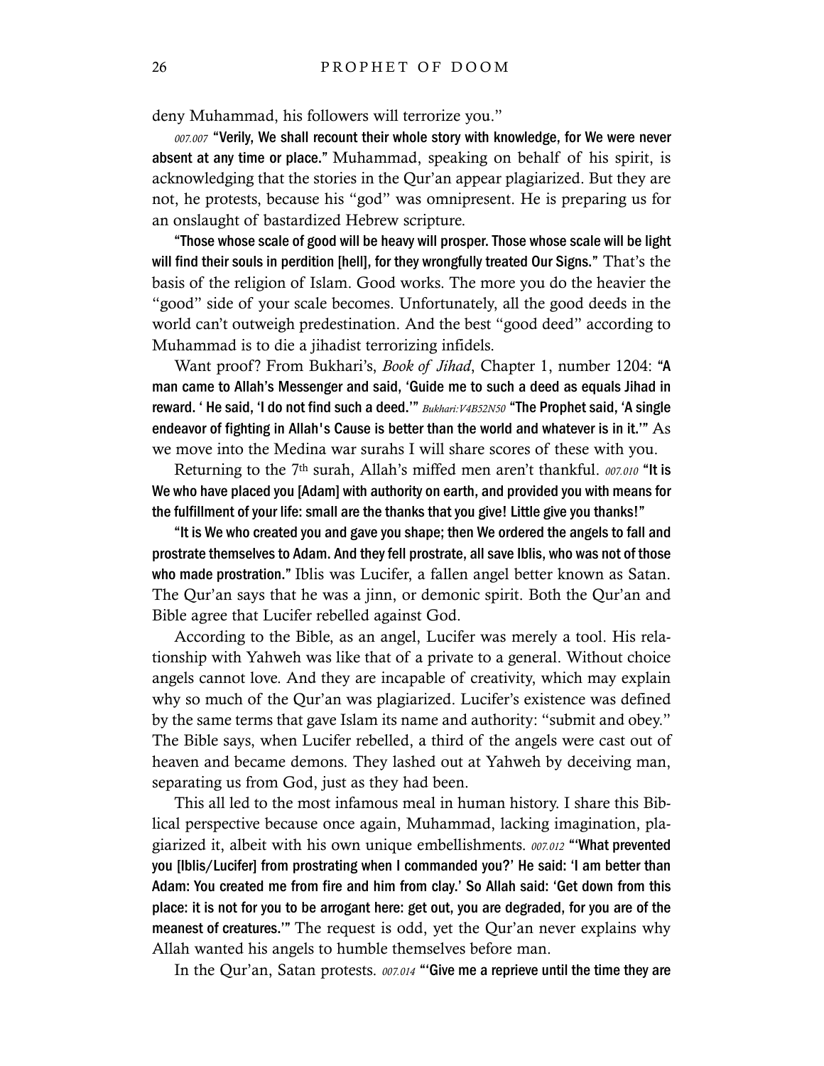deny Muhammad, his followers will terrorize you."

*007.007* **"Verily, We shall recount their whole story with knowledge, for We were never absent at any time or place."** Muhammad, speaking on behalf of his spirit, is acknowledging that the stories in the Qur'an appear plagiarized. But they are not, he protests, because his "god" was omnipresent. He is preparing us for an onslaught of bastardized Hebrew scripture.

**"Those whose scale of good will be heavy will prosper. Those whose scale will be light will find their souls in perdition [hell], for they wrongfully treated Our Signs."** That's the basis of the religion of Islam. Good works. The more you do the heavier the "good" side of your scale becomes. Unfortunately, all the good deeds in the world can't outweigh predestination. And the best "good deed" according to Muhammad is to die a jihadist terrorizing infidels.

Want proof? From Bukhari's, *Book of Jihad*, Chapter 1, number 1204: **"A man came to Allah's Messenger and said, 'Guide me to such a deed as equals Jihad in reward. ' He said, 'I do not find such a deed.'"** *Bukhari:V4B52N50* **"The Prophet said, 'A single endeavor of fighting in Allah's Cause is better than the world and whatever is in it.'"** As we move into the Medina war surahs I will share scores of these with you.

Returning to the 7th surah, Allah's miffed men aren't thankful. *007.010* **"It is We who have placed you [Adam] with authority on earth, and provided you with means for the fulfillment of your life: small are the thanks that you give! Little give you thanks!"**

**"It is We who created you and gave you shape; then We ordered the angels to fall and prostrate themselves to Adam. And they fell prostrate, all save Iblis, who was not of those who made prostration."** Iblis was Lucifer, a fallen angel better known as Satan. The Qur'an says that he was a jinn, or demonic spirit. Both the Qur'an and Bible agree that Lucifer rebelled against God.

According to the Bible, as an angel, Lucifer was merely a tool. His relationship with Yahweh was like that of a private to a general. Without choice angels cannot love. And they are incapable of creativity, which may explain why so much of the Qur'an was plagiarized. Lucifer's existence was defined by the same terms that gave Islam its name and authority: "submit and obey." The Bible says, when Lucifer rebelled, a third of the angels were cast out of heaven and became demons. They lashed out at Yahweh by deceiving man, separating us from God, just as they had been.

This all led to the most infamous meal in human history. I share this Biblical perspective because once again, Muhammad, lacking imagination, plagiarized it, albeit with his own unique embellishments. *007.012* **"'What prevented you [Iblis/Lucifer] from prostrating when I commanded you?' He said: 'I am better than Adam: You created me from fire and him from clay.' So Allah said: 'Get down from this place: it is not for you to be arrogant here: get out, you are degraded, for you are of the meanest of creatures.'"** The request is odd, yet the Qur'an never explains why Allah wanted his angels to humble themselves before man.

In the Qur'an, Satan protests. *007.014* **"'Give me a reprieve until the time they are**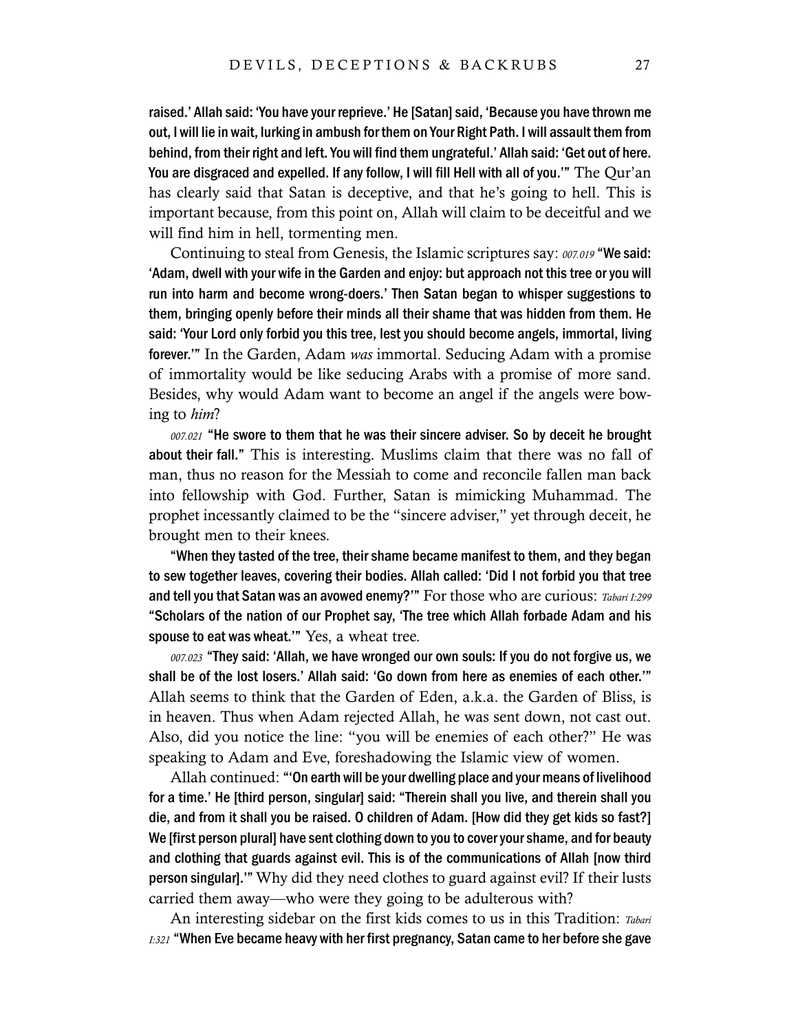raised.' Allah said: 'You have your reprieve.' He [Satan] said, 'Because you have thrown me out, I will lie in wait, lurking in ambush for them on Your Right Path. I will assault them from behind, from their right and left. You will find them ungrateful.' Allah said: 'Get out of here. You are disgraced and expelled. If any follow, I will fill Hell with all of you.'" The Qur'an has clearly said that Satan is deceptive, and that he's going to hell. This is important because, from this point on, Allah will claim to be deceitful and we will find him in hell, tormenting men.

Continuing to steal from Genesis, the Islamic scriptures say: *007.019* "We said: 'Adam, dwell with your wife in the Garden and enjoy: but approach not this tree or you will run into harm and become wrong-doers.' Then Satan began to whisper suggestions to them, bringing openly before their minds all their shame that was hidden from them. He said: 'Your Lord only forbid you this tree, lest you should become angels, immortal, living forever.'" In the Garden, Adam *was* immortal. Seducing Adam with a promise of immortality would be like seducing Arabs with a promise of more sand. Besides, why would Adam want to become an angel if the angels were bowing to *him*?

*007.021* "He swore to them that he was their sincere adviser. So by deceit he brought about their fall." This is interesting. Muslims claim that there was no fall of man, thus no reason for the Messiah to come and reconcile fallen man back into fellowship with God. Further, Satan is mimicking Muhammad. The prophet incessantly claimed to be the "sincere adviser," yet through deceit, he brought men to their knees.

"When they tasted of the tree, their shame became manifest to them, and they began to sew together leaves, covering their bodies. Allah called: 'Did I not forbid you that tree and tell you that Satan was an avowed enemy?'" For those who are curious: *Tabari I:299* "Scholars of the nation of our Prophet say, 'The tree which Allah forbade Adam and his spouse to eat was wheat.'" Yes, a wheat tree.

*007.023* "They said: 'Allah, we have wronged our own souls: If you do not forgive us, we shall be of the lost losers.' Allah said: 'Go down from here as enemies of each other.'" Allah seems to think that the Garden of Eden, a.k.a. the Garden of Bliss, is in heaven. Thus when Adam rejected Allah, he was sent down, not cast out. Also, did you notice the line: "you will be enemies of each other?" He was speaking to Adam and Eve, foreshadowing the Islamic view of women.

Allah continued: "'On earth will be your dwelling place and your means of livelihood for a time.' He [third person, singular] said: "Therein shall you live, and therein shall you die, and from it shall you be raised. O children of Adam. [How did they get kids so fast?] We [first person plural] have sent clothing down to you to cover your shame, and for beauty and clothing that guards against evil. This is of the communications of Allah [now third person singular].'" Why did they need clothes to guard against evil? If their lusts carried them away—who were they going to be adulterous with?

An interesting sidebar on the first kids comes to us in this Tradition: *Tabari I:321* "When Eve became heavy with her first pregnancy, Satan came to her before she gave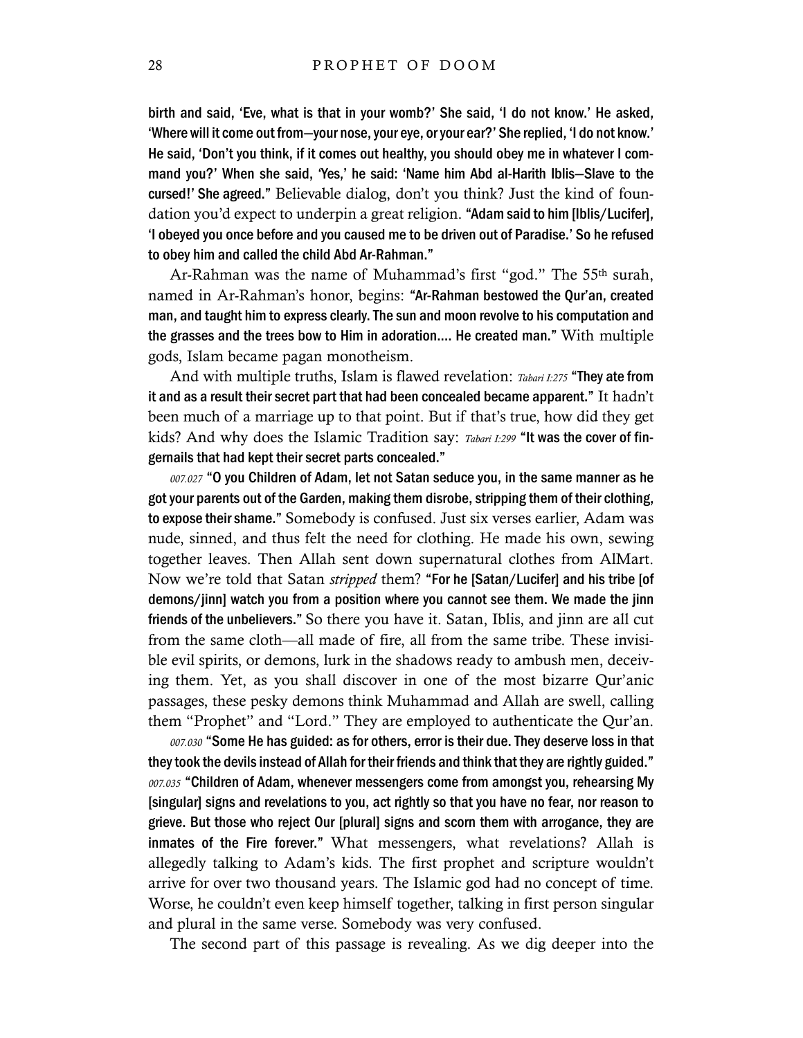**birth and said, 'Eve, what is that in your womb?' She said, 'I do not know.' He asked, 'Where will it come out from—your nose, your eye, or your ear?' She replied, 'I do not know.' He said, 'Don't you think, if it comes out healthy, you should obey me in whatever I command you?' When she said, 'Yes,' he said: 'Name him Abd al-Harith Iblis—Slave to the cursed!' She agreed."** Believable dialog, don't you think? Just the kind of foundation you'd expect to underpin a great religion. **"Adam said to him [Iblis/Lucifer], 'I obeyed you once before and you caused me to be driven out of Paradise.' So he refused to obey him and called the child Abd Ar-Rahman."**

Ar-Rahman was the name of Muhammad's first "god." The 55th surah, named in Ar-Rahman's honor, begins: **"Ar-Rahman bestowed the Qur'an, created man, and taught him to express clearly. The sun and moon revolve to his computation and the grasses and the trees bow to Him in adoration.... He created man."** With multiple gods, Islam became pagan monotheism.

And with multiple truths, Islam is flawed revelation: *Tabari I:275* **"They ate from it and as a result their secret part that had been concealed became apparent."** It hadn't been much of a marriage up to that point. But if that's true, how did they get kids? And why does the Islamic Tradition say: *Tabari I:299* **"It was the cover of fingernails that had kept their secret parts concealed."**

*007.027* **"O you Children of Adam, let not Satan seduce you, in the same manner as he got your parents out of the Garden, making them disrobe, stripping them of their clothing, to expose their shame."** Somebody is confused. Just six verses earlier, Adam was nude, sinned, and thus felt the need for clothing. He made his own, sewing together leaves. Then Allah sent down supernatural clothes from AlMart. Now we're told that Satan *stripped* them? **"For he [Satan/Lucifer] and his tribe [of demons/jinn] watch you from a position where you cannot see them. We made the jinn friends of the unbelievers."** So there you have it. Satan, Iblis, and jinn are all cut from the same cloth—all made of fire, all from the same tribe. These invisible evil spirits, or demons, lurk in the shadows ready to ambush men, deceiving them. Yet, as you shall discover in one of the most bizarre Qur'anic passages, these pesky demons think Muhammad and Allah are swell, calling them "Prophet" and "Lord." They are employed to authenticate the Qur'an.

*007.030* **"Some He has guided: as for others, error is their due. They deserve loss in that they took the devils instead of Allah for their friends and think that they are rightly guided."** *007.035* **"Children of Adam, whenever messengers come from amongst you, rehearsing My [singular] signs and revelations to you, act rightly so that you have no fear, nor reason to grieve. But those who reject Our [plural] signs and scorn them with arrogance, they are inmates of the Fire forever."** What messengers, what revelations? Allah is allegedly talking to Adam's kids. The first prophet and scripture wouldn't arrive for over two thousand years. The Islamic god had no concept of time. Worse, he couldn't even keep himself together, talking in first person singular and plural in the same verse. Somebody was very confused.

The second part of this passage is revealing. As we dig deeper into the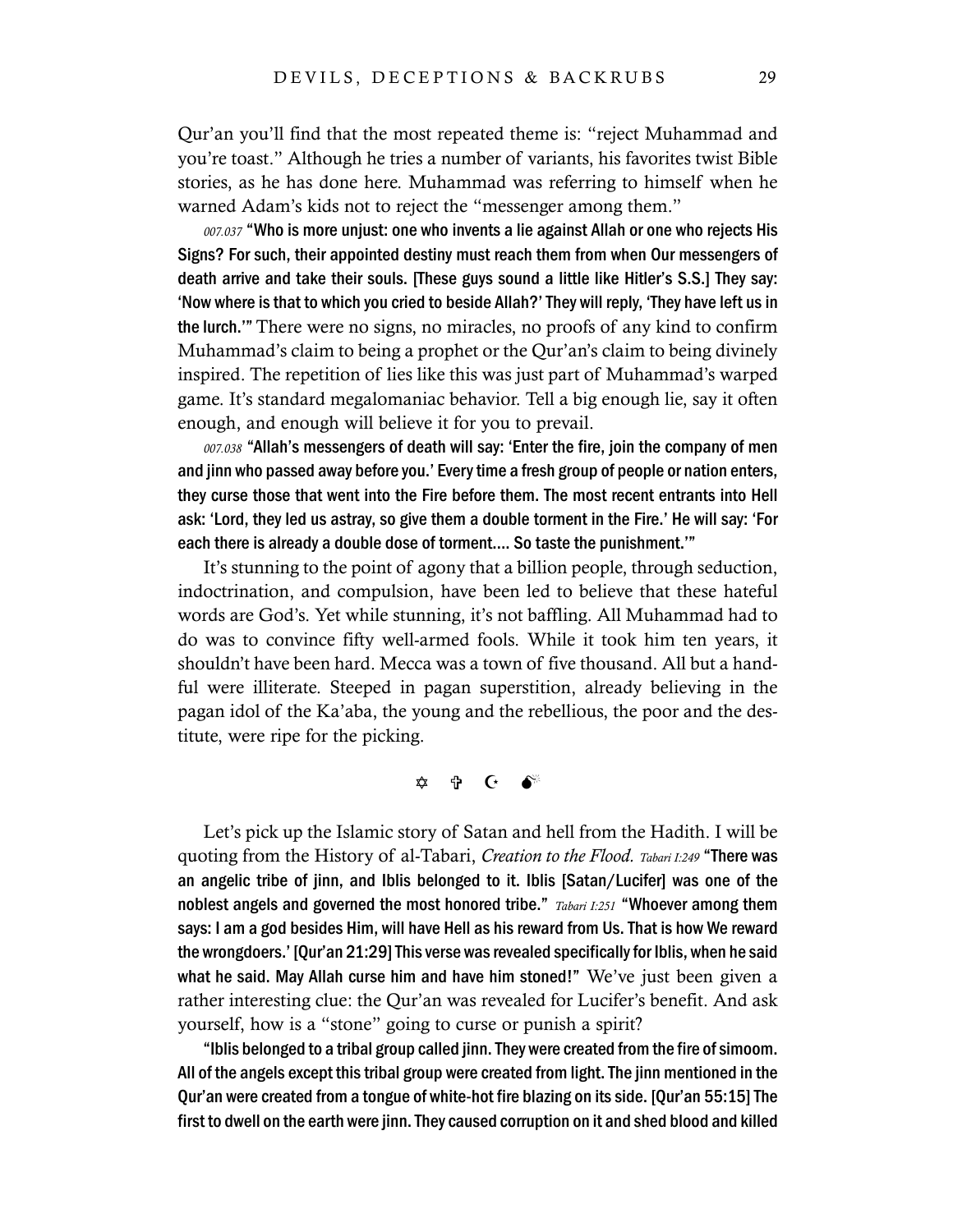Qur'an you'll find that the most repeated theme is: "reject Muhammad and you're toast." Although he tries a number of variants, his favorites twist Bible stories, as he has done here. Muhammad was referring to himself when he warned Adam's kids not to reject the "messenger among them."

*007.037* **"Who is more unjust: one who invents a lie against Allah or one who rejects His Signs? For such, their appointed destiny must reach them from when Our messengers of death arrive and take their souls. [These guys sound a little like Hitler's S.S.] They say: 'Now where is that to which you cried to beside Allah?' They will reply, 'They have left us in the lurch.'"** There were no signs, no miracles, no proofs of any kind to confirm Muhammad's claim to being a prophet or the Qur'an's claim to being divinely inspired. The repetition of lies like this was just part of Muhammad's warped game. It's standard megalomaniac behavior. Tell a big enough lie, say it often enough, and enough will believe it for you to prevail.

*007.038* **"Allah's messengers of death will say: 'Enter the fire, join the company of men and jinn who passed away before you.' Every time a fresh group of people or nation enters, they curse those that went into the Fire before them. The most recent entrants into Hell ask: 'Lord, they led us astray, so give them a double torment in the Fire.' He will say: 'For each there is already a double dose of torment.... So taste the punishment.'"**

It's stunning to the point of agony that a billion people, through seduction, indoctrination, and compulsion, have been led to believe that these hateful words are God's. Yet while stunning, it's not baffling. All Muhammad had to do was to convince fifty well-armed fools. While it took him ten years, it shouldn't have been hard. Mecca was a town of five thousand. All but a handful were illiterate. Steeped in pagan superstition, already believing in the pagan idol of the Ka'aba, the young and the rebellious, the poor and the destitute, were ripe for the picking.

✡ ✞ ☪ 💣

Let's pick up the Islamic story of Satan and hell from the Hadith. I will be quoting from the History of al-Tabari, *Creation to the Flood.* *Tabari I:249* **"There was an angelic tribe of jinn, and Iblis belonged to it. Iblis [Satan/Lucifer] was one of the noblest angels and governed the most honored tribe."** *Tabari I:251* **"Whoever among them says: I am a god besides Him, will have Hell as his reward from Us. That is how We reward the wrongdoers.' [Qur'an 21:29] This verse was revealed specifically for Iblis, when he said what he said. May Allah curse him and have him stoned!"** We've just been given a rather interesting clue: the Qur'an was revealed for Lucifer's benefit. And ask yourself, how is a "stone" going to curse or punish a spirit?

**"Iblis belonged to a tribal group called jinn. They were created from the fire of simoom. All of the angels except this tribal group were created from light. The jinn mentioned in the Qur'an were created from a tongue of white-hot fire blazing on its side. [Qur'an 55:15] The first to dwell on the earth were jinn. They caused corruption on it and shed blood and killed**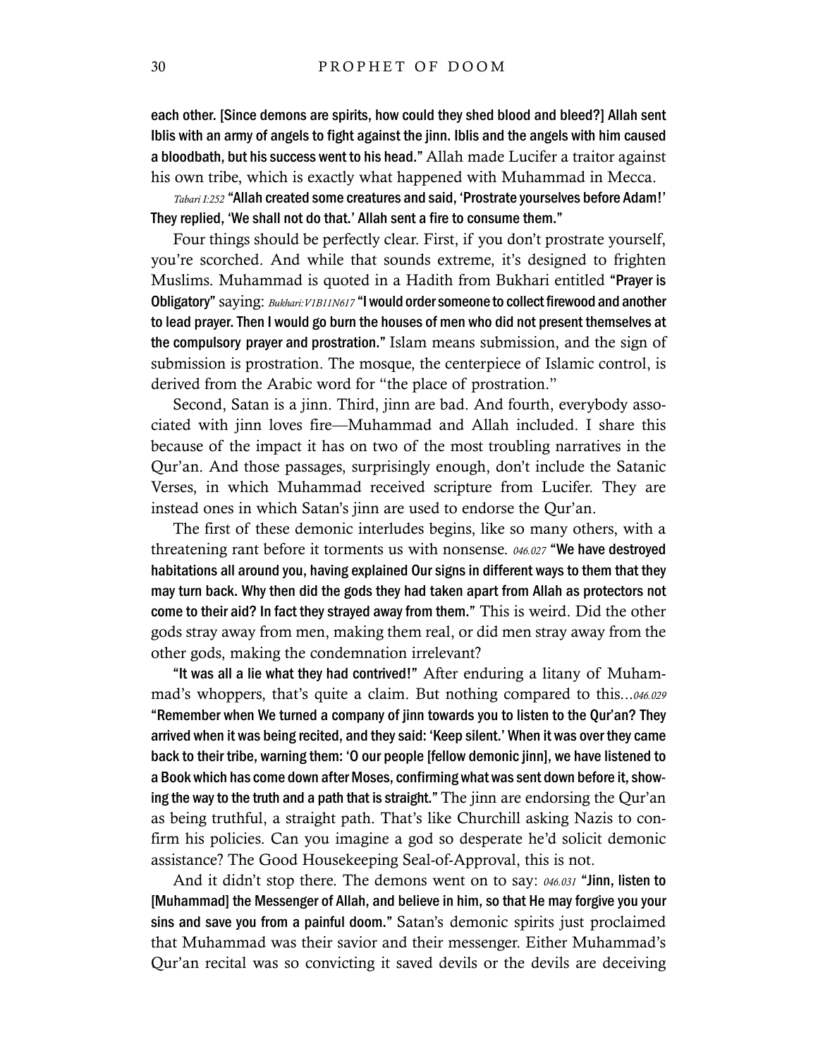**each other. [Since demons are spirits, how could they shed blood and bleed?] Allah sent Iblis with an army of angels to fight against the jinn. Iblis and the angels with him caused a bloodbath, but his success went to his head."** Allah made Lucifer a traitor against his own tribe, which is exactly what happened with Muhammad in Mecca.

*Tabari I:252* **"Allah created some creatures and said, 'Prostrate yourselves before Adam!' They replied, 'We shall not do that.' Allah sent a fire to consume them."**

Four things should be perfectly clear. First, if you don't prostrate yourself, you're scorched. And while that sounds extreme, it's designed to frighten Muslims. Muhammad is quoted in a Hadith from Bukhari entitled **"Prayer is Obligatory"** saying: *Bukhari:V1B11N617* **"I would order someone to collect firewood and another to lead prayer. Then I would go burn the houses of men who did not present themselves at the compulsory prayer and prostration."** Islam means submission, and the sign of submission is prostration. The mosque, the centerpiece of Islamic control, is derived from the Arabic word for "the place of prostration."

Second, Satan is a jinn. Third, jinn are bad. And fourth, everybody associated with jinn loves fire—Muhammad and Allah included. I share this because of the impact it has on two of the most troubling narratives in the Qur'an. And those passages, surprisingly enough, don't include the Satanic Verses, in which Muhammad received scripture from Lucifer. They are instead ones in which Satan's jinn are used to endorse the Qur'an.

The first of these demonic interludes begins, like so many others, with a threatening rant before it torments us with nonsense. *046.027* **"We have destroyed habitations all around you, having explained Our signs in different ways to them that they may turn back. Why then did the gods they had taken apart from Allah as protectors not come to their aid? In fact they strayed away from them."** This is weird. Did the other gods stray away from men, making them real, or did men stray away from the other gods, making the condemnation irrelevant?

**"It was all a lie what they had contrived!"** After enduring a litany of Muhammad's whoppers, that's quite a claim. But nothing compared to this...*046.029* **"Remember when We turned a company of jinn towards you to listen to the Qur'an? They arrived when it was being recited, and they said: 'Keep silent.' When it was over they came back to their tribe, warning them: 'O our people [fellow demonic jinn], we have listened to a Book which has come down after Moses, confirming what was sent down before it, showing the way to the truth and a path that is straight."** The jinn are endorsing the Qur'an as being truthful, a straight path. That's like Churchill asking Nazis to confirm his policies. Can you imagine a god so desperate he'd solicit demonic assistance? The Good Housekeeping Seal-of-Approval, this is not.

And it didn't stop there. The demons went on to say: *046.031* **"Jinn, listen to [Muhammad] the Messenger of Allah, and believe in him, so that He may forgive you your sins and save you from a painful doom."** Satan's demonic spirits just proclaimed that Muhammad was their savior and their messenger. Either Muhammad's Qur'an recital was so convicting it saved devils or the devils are deceiving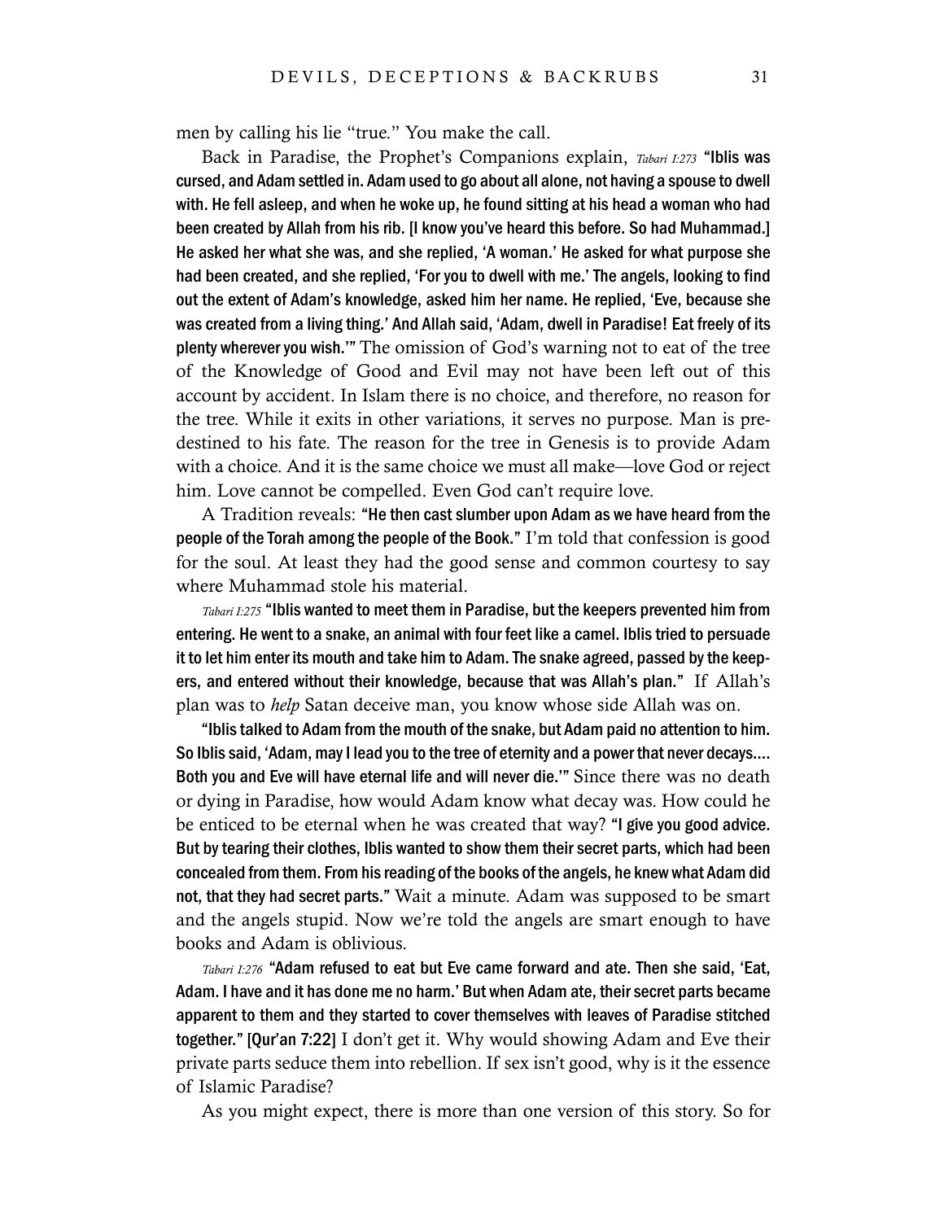men by calling his lie "true." You make the call.

Back in Paradise, the Prophet's Companions explain, *Tabari I:273* **"Iblis was cursed, and Adam settled in. Adam used to go about all alone, not having a spouse to dwell with. He fell asleep, and when he woke up, he found sitting at his head a woman who had been created by Allah from his rib. [I know you've heard this before. So had Muhammad.] He asked her what she was, and she replied, 'A woman.' He asked for what purpose she had been created, and she replied, 'For you to dwell with me.' The angels, looking to find out the extent of Adam's knowledge, asked him her name. He replied, 'Eve, because she was created from a living thing.' And Allah said, 'Adam, dwell in Paradise! Eat freely of its plenty wherever you wish.'"** The omission of God's warning not to eat of the tree of the Knowledge of Good and Evil may not have been left out of this account by accident. In Islam there is no choice, and therefore, no reason for the tree. While it exits in other variations, it serves no purpose. Man is predestined to his fate. The reason for the tree in Genesis is to provide Adam with a choice. And it is the same choice we must all make—love God or reject him. Love cannot be compelled. Even God can't require love.

A Tradition reveals: **"He then cast slumber upon Adam as we have heard from the people of the Torah among the people of the Book."** I'm told that confession is good for the soul. At least they had the good sense and common courtesy to say where Muhammad stole his material.

*Tabari I:275* **"Iblis wanted to meet them in Paradise, but the keepers prevented him from entering. He went to a snake, an animal with four feet like a camel. Iblis tried to persuade it to let him enter its mouth and take him to Adam. The snake agreed, passed by the keepers, and entered without their knowledge, because that was Allah's plan."** If Allah's plan was to *help* Satan deceive man, you know whose side Allah was on.

**"Iblis talked to Adam from the mouth of the snake, but Adam paid no attention to him. So Iblis said, 'Adam, may I lead you to the tree of eternity and a power that never decays.... Both you and Eve will have eternal life and will never die.'"** Since there was no death or dying in Paradise, how would Adam know what decay was. How could he be enticed to be eternal when he was created that way? **"I give you good advice. But by tearing their clothes, Iblis wanted to show them their secret parts, which had been concealed from them. From his reading of the books of the angels, he knew what Adam did not, that they had secret parts."** Wait a minute. Adam was supposed to be smart and the angels stupid. Now we're told the angels are smart enough to have books and Adam is oblivious.

*Tabari I:276* **"Adam refused to eat but Eve came forward and ate. Then she said, 'Eat, Adam. I have and it has done me no harm.' But when Adam ate, their secret parts became apparent to them and they started to cover themselves with leaves of Paradise stitched together." [Qur'an 7:22]** I don't get it. Why would showing Adam and Eve their private parts seduce them into rebellion. If sex isn't good, why is it the essence of Islamic Paradise?

As you might expect, there is more than one version of this story. So for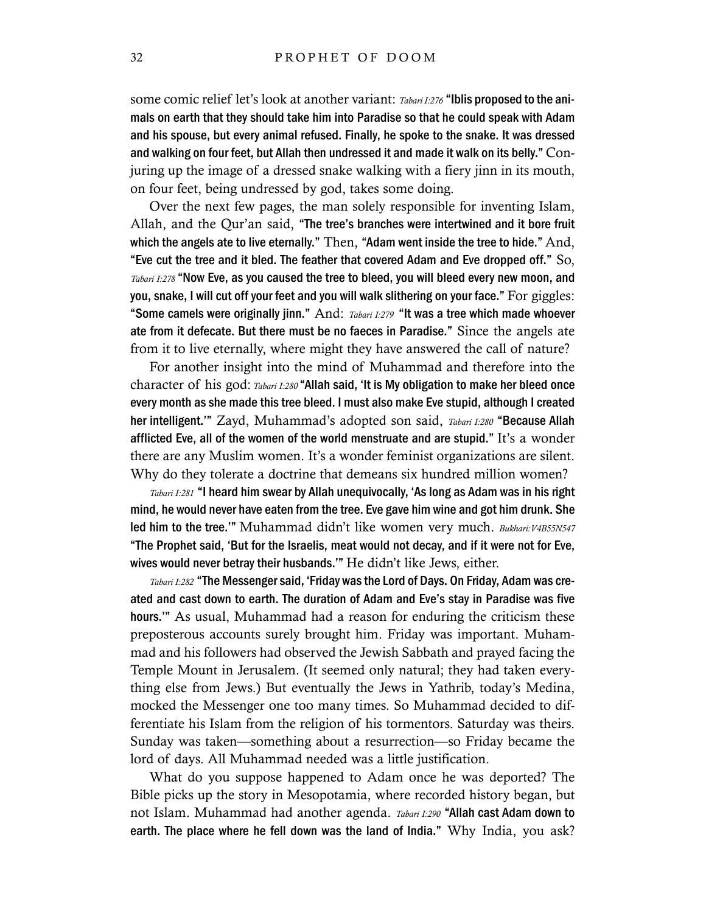some comic relief let's look at another variant: *Tabari I:276* **"Iblis proposed to the animals on earth that they should take him into Paradise so that he could speak with Adam and his spouse, but every animal refused. Finally, he spoke to the snake. It was dressed and walking on four feet, but Allah then undressed it and made it walk on its belly."** Conjuring up the image of a dressed snake walking with a fiery jinn in its mouth, on four feet, being undressed by god, takes some doing.

Over the next few pages, the man solely responsible for inventing Islam, Allah, and the Qur'an said, **"The tree's branches were intertwined and it bore fruit which the angels ate to live eternally."** Then, **"Adam went inside the tree to hide."** And, **"Eve cut the tree and it bled. The feather that covered Adam and Eve dropped off."** So, *Tabari I:278* **"Now Eve, as you caused the tree to bleed, you will bleed every new moon, and you, snake, I will cut off your feet and you will walk slithering on your face."** For giggles: **"Some camels were originally jinn."** And: *Tabari I:279* **"It was a tree which made whoever ate from it defecate. But there must be no faeces in Paradise."** Since the angels ate from it to live eternally, where might they have answered the call of nature?

For another insight into the mind of Muhammad and therefore into the character of his god: *Tabari I:280* **"Allah said, 'It is My obligation to make her bleed once every month as she made this tree bleed. I must also make Eve stupid, although I created her intelligent.'"** Zayd, Muhammad's adopted son said, *Tabari I:280* **"Because Allah afflicted Eve, all of the women of the world menstruate and are stupid."** It's a wonder there are any Muslim women. It's a wonder feminist organizations are silent. Why do they tolerate a doctrine that demeans six hundred million women?

*Tabari I:281* **"I heard him swear by Allah unequivocally, 'As long as Adam was in his right mind, he would never have eaten from the tree. Eve gave him wine and got him drunk. She led him to the tree.'"** Muhammad didn't like women very much. *Bukhari:V4B55N547* **"The Prophet said, 'But for the Israelis, meat would not decay, and if it were not for Eve, wives would never betray their husbands.'"** He didn't like Jews, either.

*Tabari I:282* **"The Messenger said, 'Friday was the Lord of Days. On Friday, Adam was created and cast down to earth. The duration of Adam and Eve's stay in Paradise was five hours.'"** As usual, Muhammad had a reason for enduring the criticism these preposterous accounts surely brought him. Friday was important. Muhammad and his followers had observed the Jewish Sabbath and prayed facing the Temple Mount in Jerusalem. (It seemed only natural; they had taken everything else from Jews.) But eventually the Jews in Yathrib, today's Medina, mocked the Messenger one too many times. So Muhammad decided to differentiate his Islam from the religion of his tormentors. Saturday was theirs. Sunday was taken—something about a resurrection—so Friday became the lord of days. All Muhammad needed was a little justification.

What do you suppose happened to Adam once he was deported? The Bible picks up the story in Mesopotamia, where recorded history began, but not Islam. Muhammad had another agenda. *Tabari I:290* **"Allah cast Adam down to earth. The place where he fell down was the land of India."** Why India, you ask?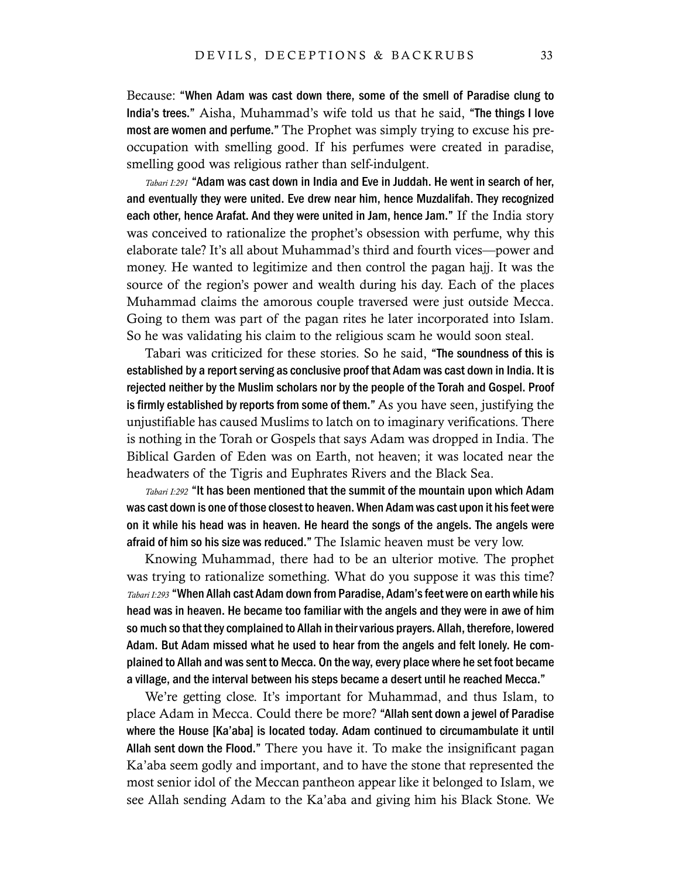Because: **"When Adam was cast down there, some of the smell of Paradise clung to India's trees."** Aisha, Muhammad's wife told us that he said, **"The things I love most are women and perfume."** The Prophet was simply trying to excuse his preoccupation with smelling good. If his perfumes were created in paradise, smelling good was religious rather than self-indulgent.

*Tabari I:291* **"Adam was cast down in India and Eve in Juddah. He went in search of her, and eventually they were united. Eve drew near him, hence Muzdalifah. They recognized each other, hence Arafat. And they were united in Jam, hence Jam."** If the India story was conceived to rationalize the prophet's obsession with perfume, why this elaborate tale? It's all about Muhammad's third and fourth vices—power and money. He wanted to legitimize and then control the pagan hajj. It was the source of the region's power and wealth during his day. Each of the places Muhammad claims the amorous couple traversed were just outside Mecca. Going to them was part of the pagan rites he later incorporated into Islam. So he was validating his claim to the religious scam he would soon steal.

Tabari was criticized for these stories. So he said, **"The soundness of this is established by a report serving as conclusive proof that Adam was cast down in India. It is rejected neither by the Muslim scholars nor by the people of the Torah and Gospel. Proof is firmly established by reports from some of them."** As you have seen, justifying the unjustifiable has caused Muslims to latch on to imaginary verifications. There is nothing in the Torah or Gospels that says Adam was dropped in India. The Biblical Garden of Eden was on Earth, not heaven; it was located near the headwaters of the Tigris and Euphrates Rivers and the Black Sea.

*Tabari I:292* **"It has been mentioned that the summit of the mountain upon which Adam was cast down is one of those closest to heaven. When Adam was cast upon it his feet were on it while his head was in heaven. He heard the songs of the angels. The angels were afraid of him so his size was reduced."** The Islamic heaven must be very low.

Knowing Muhammad, there had to be an ulterior motive. The prophet was trying to rationalize something. What do you suppose it was this time? *Tabari I:293* **"When Allah cast Adam down from Paradise, Adam's feet were on earth while his head was in heaven. He became too familiar with the angels and they were in awe of him so much so that they complained to Allah in their various prayers. Allah, therefore, lowered Adam. But Adam missed what he used to hear from the angels and felt lonely. He complained to Allah and was sent to Mecca. On the way, every place where he set foot became a village, and the interval between his steps became a desert until he reached Mecca."**

We're getting close. It's important for Muhammad, and thus Islam, to place Adam in Mecca. Could there be more? **"Allah sent down a jewel of Paradise where the House [Ka'aba] is located today. Adam continued to circumambulate it until Allah sent down the Flood."** There you have it. To make the insignificant pagan Ka'aba seem godly and important, and to have the stone that represented the most senior idol of the Meccan pantheon appear like it belonged to Islam, we see Allah sending Adam to the Ka'aba and giving him his Black Stone. We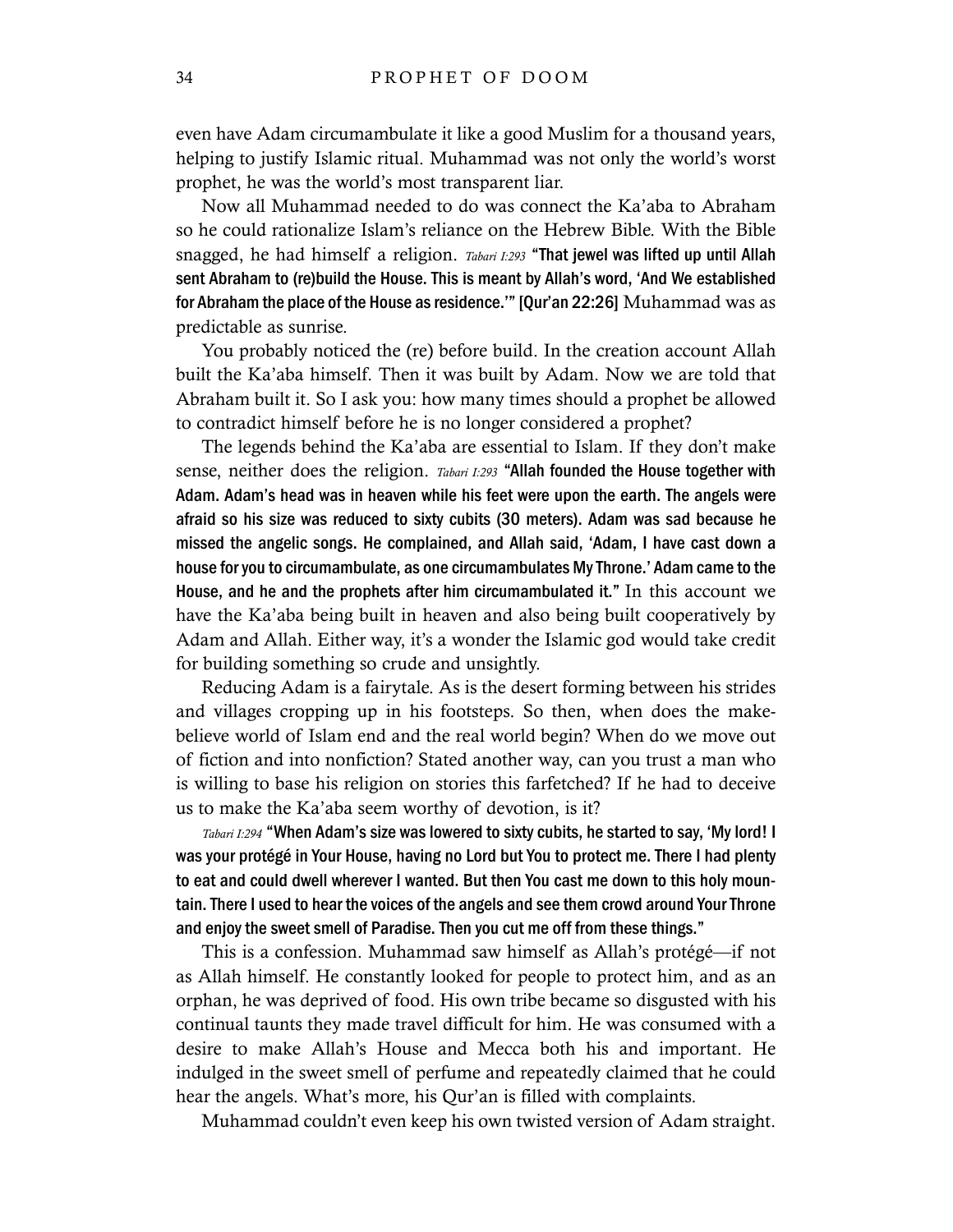even have Adam circumambulate it like a good Muslim for a thousand years, helping to justify Islamic ritual. Muhammad was not only the world's worst prophet, he was the world's most transparent liar.

Now all Muhammad needed to do was connect the Ka'aba to Abraham so he could rationalize Islam's reliance on the Hebrew Bible. With the Bible snagged, he had himself a religion. *Tabari I:293* **"That jewel was lifted up until Allah sent Abraham to (re)build the House. This is meant by Allah's word, 'And We established for Abraham the place of the House as residence.'" [Qur'an 22:26]** Muhammad was as predictable as sunrise.

You probably noticed the (re) before build. In the creation account Allah built the Ka'aba himself. Then it was built by Adam. Now we are told that Abraham built it. So I ask you: how many times should a prophet be allowed to contradict himself before he is no longer considered a prophet?

The legends behind the Ka'aba are essential to Islam. If they don't make sense, neither does the religion. *Tabari I:293* **"Allah founded the House together with Adam. Adam's head was in heaven while his feet were upon the earth. The angels were afraid so his size was reduced to sixty cubits (30 meters). Adam was sad because he missed the angelic songs. He complained, and Allah said, 'Adam, I have cast down a house for you to circumambulate, as one circumambulates My Throne.' Adam came to the House, and he and the prophets after him circumambulated it."** In this account we have the Ka'aba being built in heaven and also being built cooperatively by Adam and Allah. Either way, it's a wonder the Islamic god would take credit for building something so crude and unsightly.

Reducing Adam is a fairytale. As is the desert forming between his strides and villages cropping up in his footsteps. So then, when does the make-believe world of Islam end and the real world begin? When do we move out of fiction and into nonfiction? Stated another way, can you trust a man who is willing to base his religion on stories this farfetched? If he had to deceive us to make the Ka'aba seem worthy of devotion, is it?

*Tabari I:294* **"When Adam's size was lowered to sixty cubits, he started to say, 'My lord! I was your protégé in Your House, having no Lord but You to protect me. There I had plenty to eat and could dwell wherever I wanted. But then You cast me down to this holy mountain. There I used to hear the voices of the angels and see them crowd around Your Throne and enjoy the sweet smell of Paradise. Then you cut me off from these things."**

This is a confession. Muhammad saw himself as Allah's protégé—if not as Allah himself. He constantly looked for people to protect him, and as an orphan, he was deprived of food. His own tribe became so disgusted with his continual taunts they made travel difficult for him. He was consumed with a desire to make Allah's House and Mecca both his and important. He indulged in the sweet smell of perfume and repeatedly claimed that he could hear the angels. What's more, his Qur'an is filled with complaints.

Muhammad couldn't even keep his own twisted version of Adam straight.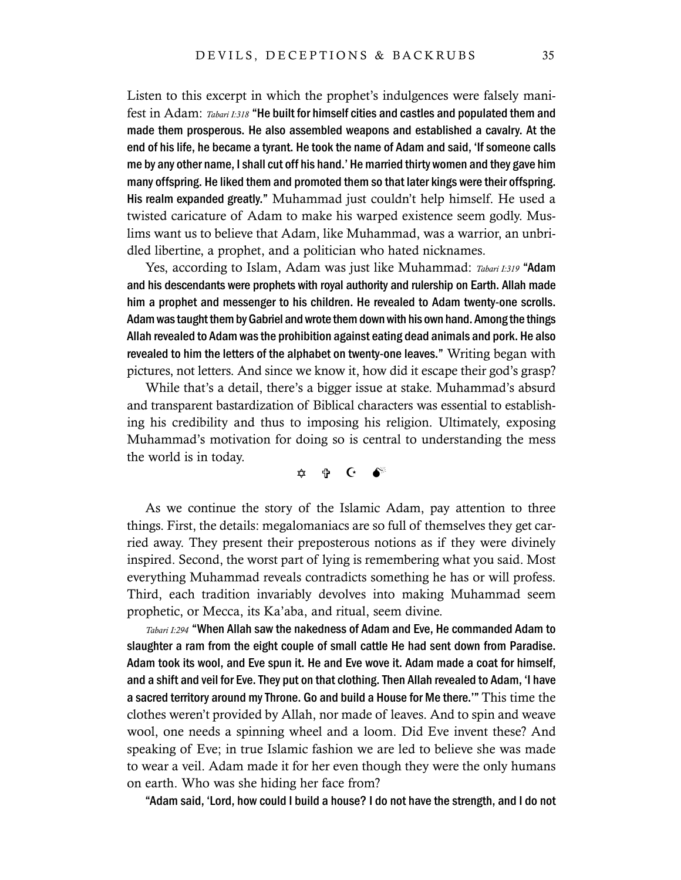Listen to this excerpt in which the prophet's indulgences were falsely manifest in Adam: *Tabari I:318* **"He built for himself cities and castles and populated them and made them prosperous. He also assembled weapons and established a cavalry. At the end of his life, he became a tyrant. He took the name of Adam and said, 'If someone calls me by any other name, I shall cut off his hand.' He married thirty women and they gave him many offspring. He liked them and promoted them so that later kings were their offspring. His realm expanded greatly."** Muhammad just couldn't help himself. He used a twisted caricature of Adam to make his warped existence seem godly. Muslims want us to believe that Adam, like Muhammad, was a warrior, an unbridled libertine, a prophet, and a politician who hated nicknames.

Yes, according to Islam, Adam was just like Muhammad: *Tabari I:319* **"Adam and his descendants were prophets with royal authority and rulership on Earth. Allah made him a prophet and messenger to his children. He revealed to Adam twenty-one scrolls. Adam was taught them by Gabriel and wrote them down with his own hand. Among the things Allah revealed to Adam was the prohibition against eating dead animals and pork. He also revealed to him the letters of the alphabet on twenty-one leaves."** Writing began with pictures, not letters. And since we know it, how did it escape their god's grasp?

While that's a detail, there's a bigger issue at stake. Muhammad's absurd and transparent bastardization of Biblical characters was essential to establishing his credibility and thus to imposing his religion. Ultimately, exposing Muhammad's motivation for doing so is central to understanding the mess the world is in today.

✡ ✞ ☪ 💣

As we continue the story of the Islamic Adam, pay attention to three things. First, the details: megalomaniacs are so full of themselves they get carried away. They present their preposterous notions as if they were divinely inspired. Second, the worst part of lying is remembering what you said. Most everything Muhammad reveals contradicts something he has or will profess. Third, each tradition invariably devolves into making Muhammad seem prophetic, or Mecca, its Ka'aba, and ritual, seem divine.

*Tabari I:294* **"When Allah saw the nakedness of Adam and Eve, He commanded Adam to slaughter a ram from the eight couple of small cattle He had sent down from Paradise. Adam took its wool, and Eve spun it. He and Eve wove it. Adam made a coat for himself, and a shift and veil for Eve. They put on that clothing. Then Allah revealed to Adam, 'I have a sacred territory around my Throne. Go and build a House for Me there.'"** This time the clothes weren't provided by Allah, nor made of leaves. And to spin and weave wool, one needs a spinning wheel and a loom. Did Eve invent these? And speaking of Eve; in true Islamic fashion we are led to believe she was made to wear a veil. Adam made it for her even though they were the only humans on earth. Who was she hiding her face from?

**"Adam said, 'Lord, how could I build a house? I do not have the strength, and I do not**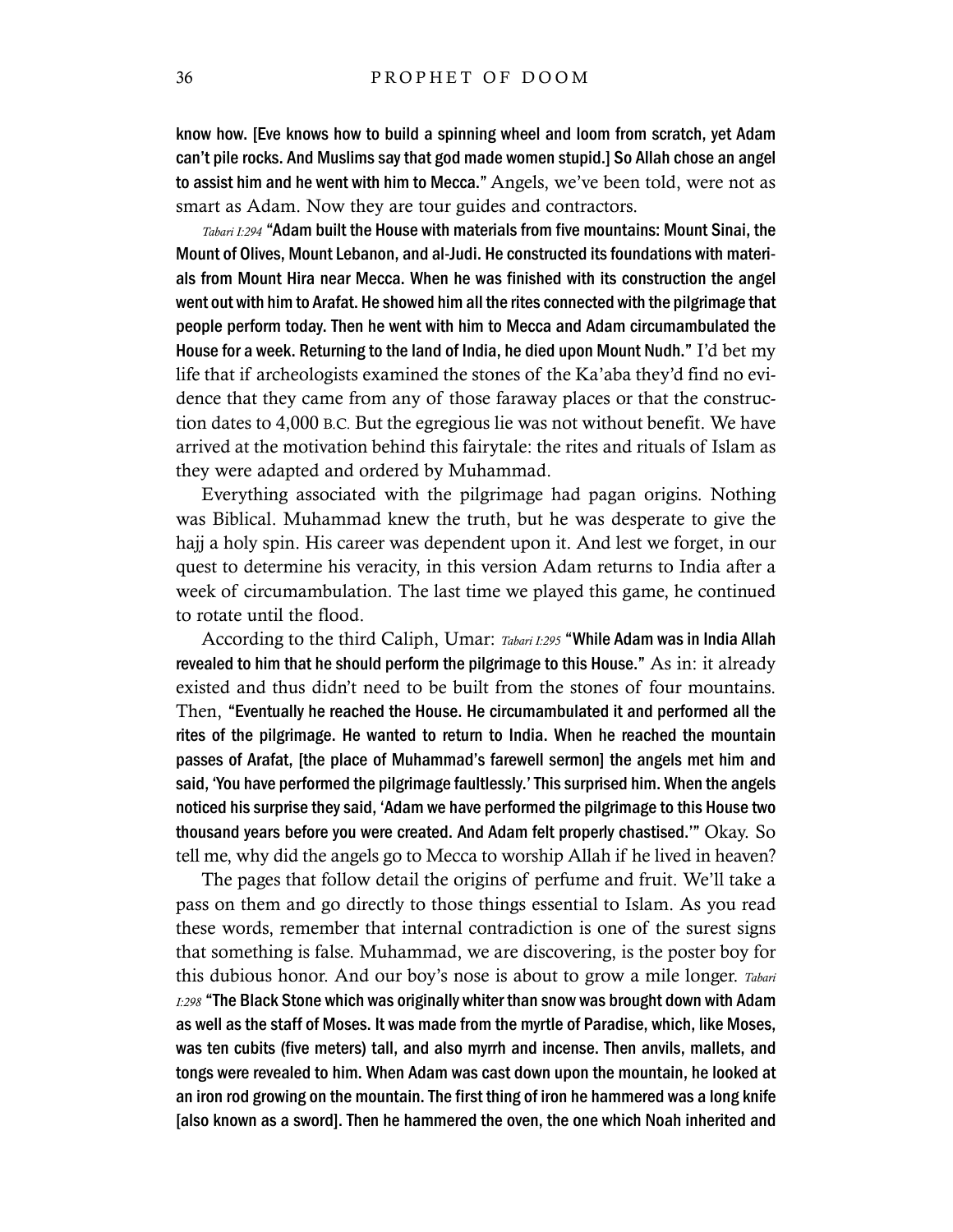**know how. [Eve knows how to build a spinning wheel and loom from scratch, yet Adam can't pile rocks. And Muslims say that god made women stupid.] So Allah chose an angel to assist him and he went with him to Mecca."** Angels, we've been told, were not as smart as Adam. Now they are tour guides and contractors.

*Tabari I:294* **"Adam built the House with materials from five mountains: Mount Sinai, the Mount of Olives, Mount Lebanon, and al-Judi. He constructed its foundations with materials from Mount Hira near Mecca. When he was finished with its construction the angel went out with him to Arafat. He showed him all the rites connected with the pilgrimage that people perform today. Then he went with him to Mecca and Adam circumambulated the House for a week. Returning to the land of India, he died upon Mount Nudh."** I'd bet my life that if archeologists examined the stones of the Ka'aba they'd find no evidence that they came from any of those faraway places or that the construction dates to 4,000 B.C. But the egregious lie was not without benefit. We have arrived at the motivation behind this fairytale: the rites and rituals of Islam as they were adapted and ordered by Muhammad.

Everything associated with the pilgrimage had pagan origins. Nothing was Biblical. Muhammad knew the truth, but he was desperate to give the hajj a holy spin. His career was dependent upon it. And lest we forget, in our quest to determine his veracity, in this version Adam returns to India after a week of circumambulation. The last time we played this game, he continued to rotate until the flood.

According to the third Caliph, Umar: *Tabari I:295* **"While Adam was in India Allah revealed to him that he should perform the pilgrimage to this House."** As in: it already existed and thus didn't need to be built from the stones of four mountains. Then, **"Eventually he reached the House. He circumambulated it and performed all the rites of the pilgrimage. He wanted to return to India. When he reached the mountain passes of Arafat, [the place of Muhammad's farewell sermon] the angels met him and said, 'You have performed the pilgrimage faultlessly.' This surprised him. When the angels noticed his surprise they said, 'Adam we have performed the pilgrimage to this House two thousand years before you were created. And Adam felt properly chastised.'"** Okay. So tell me, why did the angels go to Mecca to worship Allah if he lived in heaven?

The pages that follow detail the origins of perfume and fruit. We'll take a pass on them and go directly to those things essential to Islam. As you read these words, remember that internal contradiction is one of the surest signs that something is false. Muhammad, we are discovering, is the poster boy for this dubious honor. And our boy's nose is about to grow a mile longer. *Tabari I:298* **"The Black Stone which was originally whiter than snow was brought down with Adam as well as the staff of Moses. It was made from the myrtle of Paradise, which, like Moses, was ten cubits (five meters) tall, and also myrrh and incense. Then anvils, mallets, and tongs were revealed to him. When Adam was cast down upon the mountain, he looked at an iron rod growing on the mountain. The first thing of iron he hammered was a long knife [also known as a sword]. Then he hammered the oven, the one which Noah inherited and**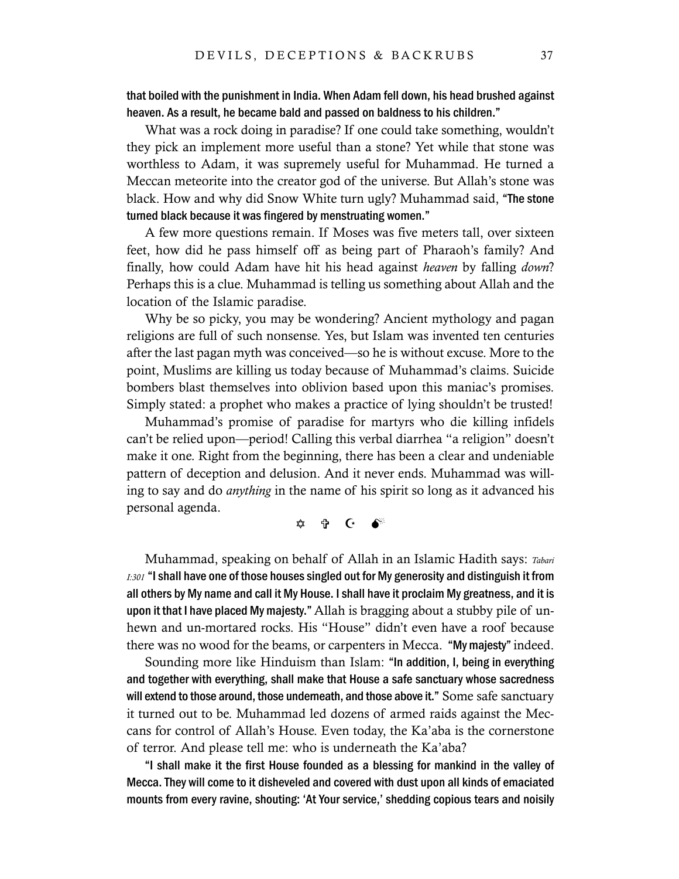**that boiled with the punishment in India. When Adam fell down, his head brushed against heaven. As a result, he became bald and passed on baldness to his children."**

What was a rock doing in paradise? If one could take something, wouldn't they pick an implement more useful than a stone? Yet while that stone was worthless to Adam, it was supremely useful for Muhammad. He turned a Meccan meteorite into the creator god of the universe. But Allah's stone was black. How and why did Snow White turn ugly? Muhammad said, **"The stone turned black because it was fingered by menstruating women."**

A few more questions remain. If Moses was five meters tall, over sixteen feet, how did he pass himself off as being part of Pharaoh's family? And finally, how could Adam have hit his head against *heaven* by falling *down*? Perhaps this is a clue. Muhammad is telling us something about Allah and the location of the Islamic paradise.

Why be so picky, you may be wondering? Ancient mythology and pagan religions are full of such nonsense. Yes, but Islam was invented ten centuries after the last pagan myth was conceived—so he is without excuse. More to the point, Muslims are killing us today because of Muhammad's claims. Suicide bombers blast themselves into oblivion based upon this maniac's promises. Simply stated: a prophet who makes a practice of lying shouldn't be trusted!

Muhammad's promise of paradise for martyrs who die killing infidels can't be relied upon—period! Calling this verbal diarrhea "a religion" doesn't make it one. Right from the beginning, there has been a clear and undeniable pattern of deception and delusion. And it never ends. Muhammad was willing to say and do *anything* in the name of his spirit so long as it advanced his personal agenda.

✡ ✞ ☪ 💣

Muhammad, speaking on behalf of Allah in an Islamic Hadith says: *Tabari I:301* **"I shall have one of those houses singled out for My generosity and distinguish it from all others by My name and call it My House. I shall have it proclaim My greatness, and it is upon it that I have placed My majesty."** Allah is bragging about a stubby pile of unhewn and un-mortared rocks. His "House" didn't even have a roof because there was no wood for the beams, or carpenters in Mecca. **"My majesty"** indeed.

Sounding more like Hinduism than Islam: **"In addition, I, being in everything and together with everything, shall make that House a safe sanctuary whose sacredness will extend to those around, those underneath, and those above it."** Some safe sanctuary it turned out to be. Muhammad led dozens of armed raids against the Meccans for control of Allah's House. Even today, the Ka'aba is the cornerstone of terror. And please tell me: who is underneath the Ka'aba?

**"I shall make it the first House founded as a blessing for mankind in the valley of Mecca. They will come to it disheveled and covered with dust upon all kinds of emaciated mounts from every ravine, shouting: 'At Your service,' shedding copious tears and noisily**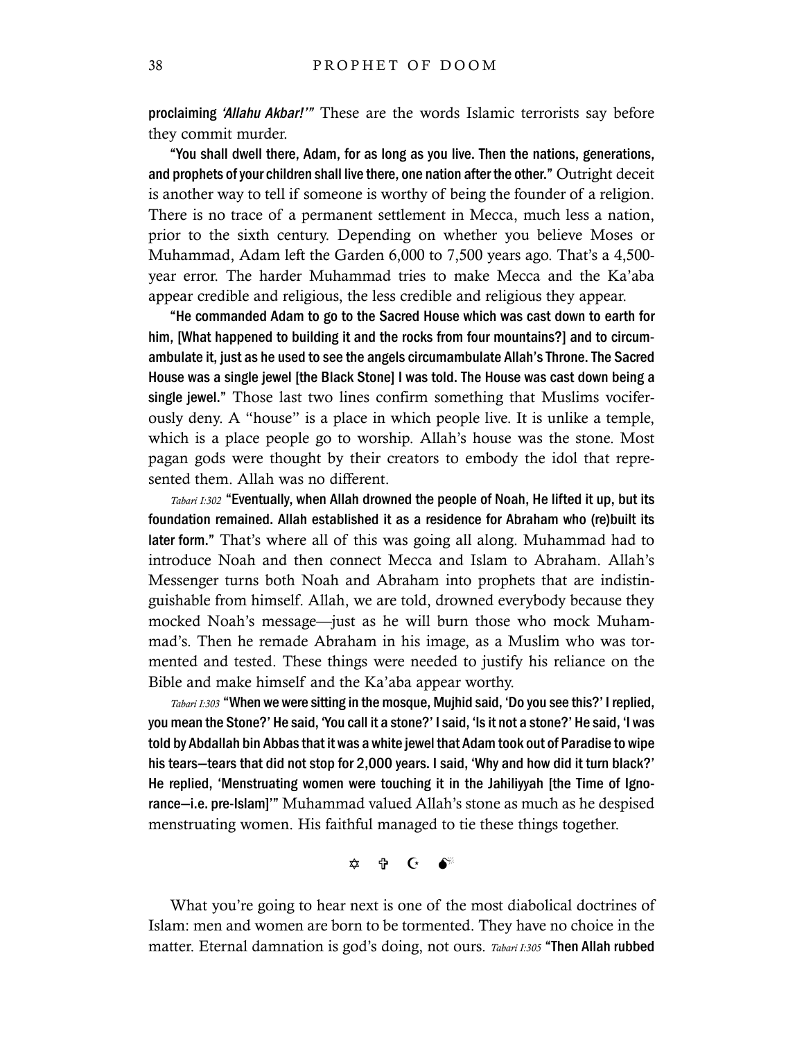**proclaiming *'Allahu Akbar!'"*** These are the words Islamic terrorists say before they commit murder.

**"You shall dwell there, Adam, for as long as you live. Then the nations, generations, and prophets of your children shall live there, one nation after the other."** Outright deceit is another way to tell if someone is worthy of being the founder of a religion. There is no trace of a permanent settlement in Mecca, much less a nation, prior to the sixth century. Depending on whether you believe Moses or Muhammad, Adam left the Garden 6,000 to 7,500 years ago. That's a 4,500-year error. The harder Muhammad tries to make Mecca and the Ka'aba appear credible and religious, the less credible and religious they appear.

**"He commanded Adam to go to the Sacred House which was cast down to earth for him, [What happened to building it and the rocks from four mountains?] and to circumambulate it, just as he used to see the angels circumambulate Allah's Throne. The Sacred House was a single jewel [the Black Stone] I was told. The House was cast down being a single jewel."** Those last two lines confirm something that Muslims vociferously deny. A "house" is a place in which people live. It is unlike a temple, which is a place people go to worship. Allah's house was the stone. Most pagan gods were thought by their creators to embody the idol that represented them. Allah was no different.

*Tabari I:302* **"Eventually, when Allah drowned the people of Noah, He lifted it up, but its foundation remained. Allah established it as a residence for Abraham who (re)built its later form."** That's where all of this was going all along. Muhammad had to introduce Noah and then connect Mecca and Islam to Abraham. Allah's Messenger turns both Noah and Abraham into prophets that are indistinguishable from himself. Allah, we are told, drowned everybody because they mocked Noah's message—just as he will burn those who mock Muhammad's. Then he remade Abraham in his image, as a Muslim who was tormented and tested. These things were needed to justify his reliance on the Bible and make himself and the Ka'aba appear worthy.

*Tabari I:303* **"When we were sitting in the mosque, Mujhid said, 'Do you see this?' I replied, you mean the Stone?' He said, 'You call it a stone?' I said, 'Is it not a stone?' He said, 'I was told by Abdallah bin Abbas that it was a white jewel that Adam took out of Paradise to wipe his tears—tears that did not stop for 2,000 years. I said, 'Why and how did it turn black?' He replied, 'Menstruating women were touching it in the Jahiliyyah [the Time of Ignorance—i.e. pre-Islam]'"** Muhammad valued Allah's stone as much as he despised menstruating women. His faithful managed to tie these things together.

✡ ✞ ☪ 💣

What you're going to hear next is one of the most diabolical doctrines of Islam: men and women are born to be tormented. They have no choice in the matter. Eternal damnation is god's doing, not ours. *Tabari I:305* **"Then Allah rubbed**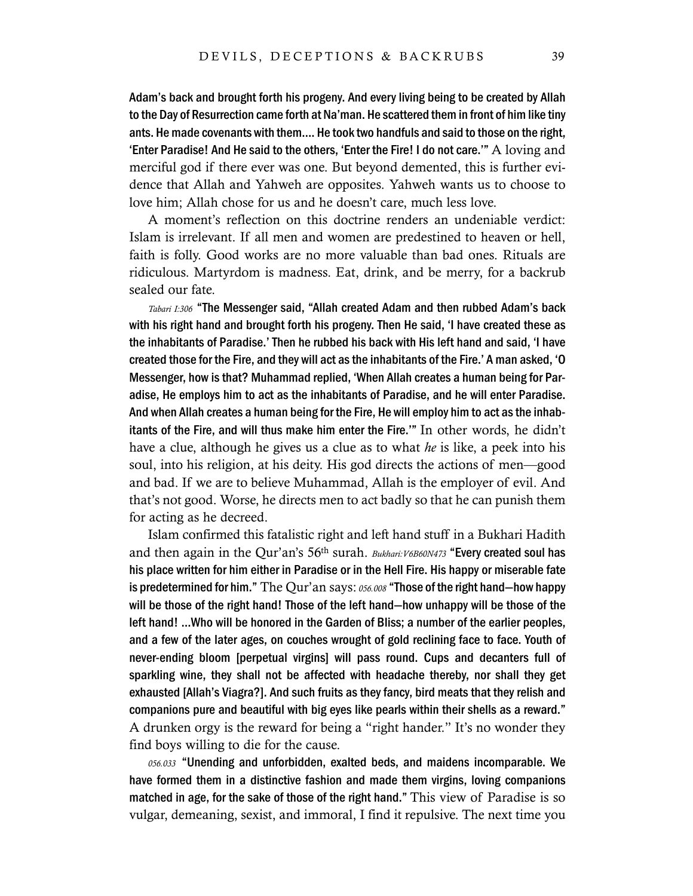Adam's back and brought forth his progeny. And every living being to be created by Allah to the Day of Resurrection came forth at Na'man. He scattered them in front of him like tiny ants. He made covenants with them.... He took two handfuls and said to those on the right, 'Enter Paradise! And He said to the others, 'Enter the Fire! I do not care.'" A loving and merciful god if there ever was one. But beyond demented, this is further evidence that Allah and Yahweh are opposites. Yahweh wants us to choose to love him; Allah chose for us and he doesn't care, much less love.

A moment's reflection on this doctrine renders an undeniable verdict: Islam is irrelevant. If all men and women are predestined to heaven or hell, faith is folly. Good works are no more valuable than bad ones. Rituals are ridiculous. Martyrdom is madness. Eat, drink, and be merry, for a backrub sealed our fate.

*Tabari I:306* **"The Messenger said, "Allah created Adam and then rubbed Adam's back with his right hand and brought forth his progeny. Then He said, 'I have created these as the inhabitants of Paradise.' Then he rubbed his back with His left hand and said, 'I have created those for the Fire, and they will act as the inhabitants of the Fire.' A man asked, 'O Messenger, how is that? Muhammad replied, 'When Allah creates a human being for Paradise, He employs him to act as the inhabitants of Paradise, and he will enter Paradise. And when Allah creates a human being for the Fire, He will employ him to act as the inhabitants of the Fire, and will thus make him enter the Fire.'"** In other words, he didn't have a clue, although he gives us a clue as to what *he* is like, a peek into his soul, into his religion, at his deity. His god directs the actions of men—good and bad. If we are to believe Muhammad, Allah is the employer of evil. And that's not good. Worse, he directs men to act badly so that he can punish them for acting as he decreed.

Islam confirmed this fatalistic right and left hand stuff in a Bukhari Hadith and then again in the Qur'an's 56th surah. *Bukhari:V6B60N473* **"Every created soul has his place written for him either in Paradise or in the Hell Fire. His happy or miserable fate is predetermined for him."** The Qur'an says: *056.008* **"Those of the right hand—how happy will be those of the right hand! Those of the left hand—how unhappy will be those of the left hand! ...Who will be honored in the Garden of Bliss; a number of the earlier peoples, and a few of the later ages, on couches wrought of gold reclining face to face. Youth of never-ending bloom [perpetual virgins] will pass round. Cups and decanters full of sparkling wine, they shall not be affected with headache thereby, nor shall they get exhausted [Allah's Viagra?]. And such fruits as they fancy, bird meats that they relish and companions pure and beautiful with big eyes like pearls within their shells as a reward."** A drunken orgy is the reward for being a "right hander." It's no wonder they find boys willing to die for the cause.

*056.033* **"Unending and unforbidden, exalted beds, and maidens incomparable. We have formed them in a distinctive fashion and made them virgins, loving companions matched in age, for the sake of those of the right hand."** This view of Paradise is so vulgar, demeaning, sexist, and immoral, I find it repulsive. The next time you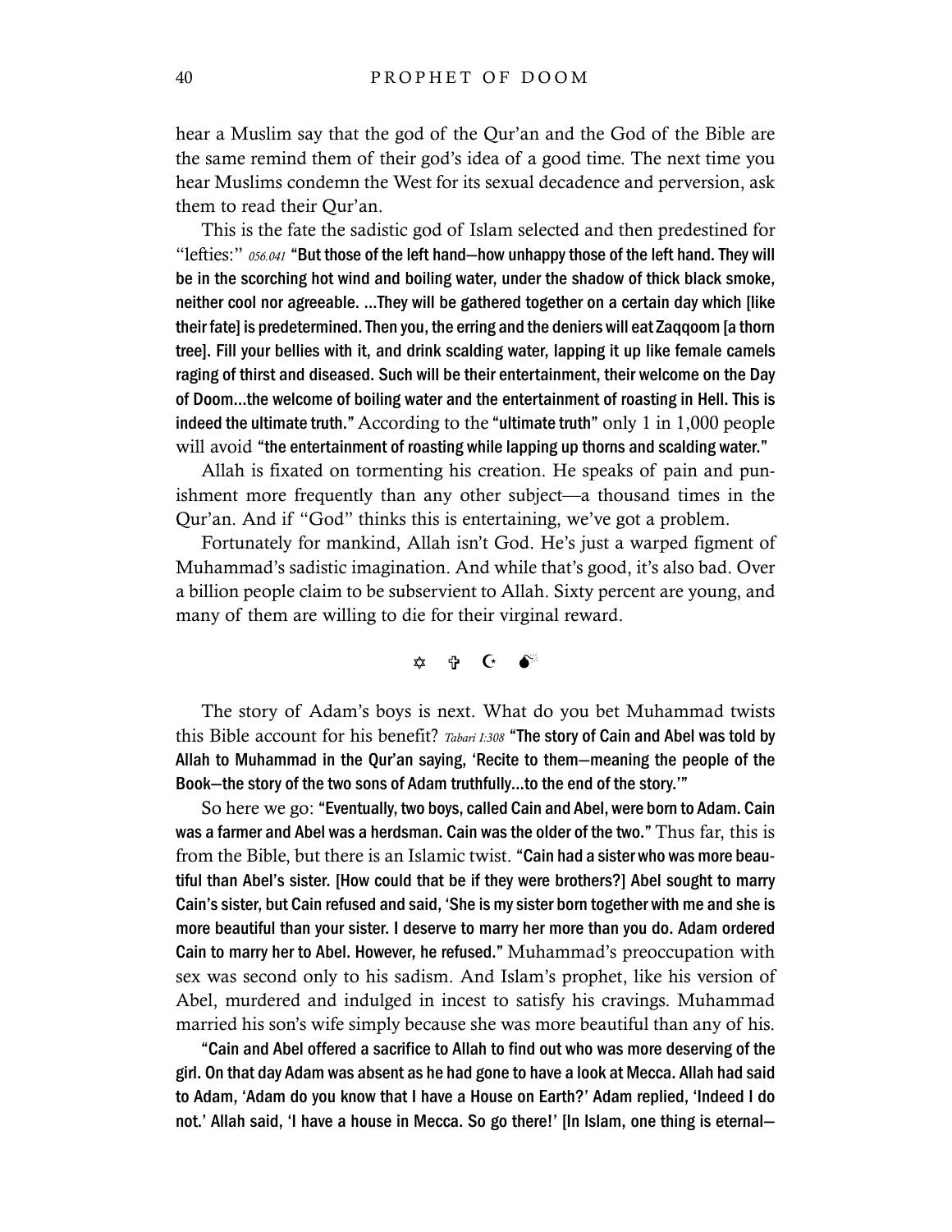hear a Muslim say that the god of the Qur'an and the God of the Bible are the same remind them of their god's idea of a good time. The next time you hear Muslims condemn the West for its sexual decadence and perversion, ask them to read their Qur'an.

This is the fate the sadistic god of Islam selected and then predestined for "lefties:" *056.041* **"But those of the left hand—how unhappy those of the left hand. They will be in the scorching hot wind and boiling water, under the shadow of thick black smoke, neither cool nor agreeable. ...They will be gathered together on a certain day which [like their fate] is predetermined. Then you, the erring and the deniers will eat Zaqqoom [a thorn tree]. Fill your bellies with it, and drink scalding water, lapping it up like female camels raging of thirst and diseased. Such will be their entertainment, their welcome on the Day of Doom...the welcome of boiling water and the entertainment of roasting in Hell. This is indeed the ultimate truth."** According to the **"ultimate truth"** only 1 in 1,000 people will avoid **"the entertainment of roasting while lapping up thorns and scalding water."**

Allah is fixated on tormenting his creation. He speaks of pain and punishment more frequently than any other subject—a thousand times in the Qur'an. And if "God" thinks this is entertaining, we've got a problem.

Fortunately for mankind, Allah isn't God. He's just a warped figment of Muhammad's sadistic imagination. And while that's good, it's also bad. Over a billion people claim to be subservient to Allah. Sixty percent are young, and many of them are willing to die for their virginal reward.

✡ ✞ ☪ 💣

The story of Adam's boys is next. What do you bet Muhammad twists this Bible account for his benefit? *Tabari I:308* **"The story of Cain and Abel was told by Allah to Muhammad in the Qur'an saying, 'Recite to them—meaning the people of the Book—the story of the two sons of Adam truthfully...to the end of the story.'"**

So here we go: **"Eventually, two boys, called Cain and Abel, were born to Adam. Cain was a farmer and Abel was a herdsman. Cain was the older of the two."** Thus far, this is from the Bible, but there is an Islamic twist. **"Cain had a sister who was more beautiful than Abel's sister. [How could that be if they were brothers?] Abel sought to marry Cain's sister, but Cain refused and said, 'She is my sister born together with me and she is more beautiful than your sister. I deserve to marry her more than you do. Adam ordered Cain to marry her to Abel. However, he refused."** Muhammad's preoccupation with sex was second only to his sadism. And Islam's prophet, like his version of Abel, murdered and indulged in incest to satisfy his cravings. Muhammad married his son's wife simply because she was more beautiful than any of his.

**"Cain and Abel offered a sacrifice to Allah to find out who was more deserving of the girl. On that day Adam was absent as he had gone to have a look at Mecca. Allah had said to Adam, 'Adam do you know that I have a House on Earth?' Adam replied, 'Indeed I do not.' Allah said, 'I have a house in Mecca. So go there!' [In Islam, one thing is eternal—**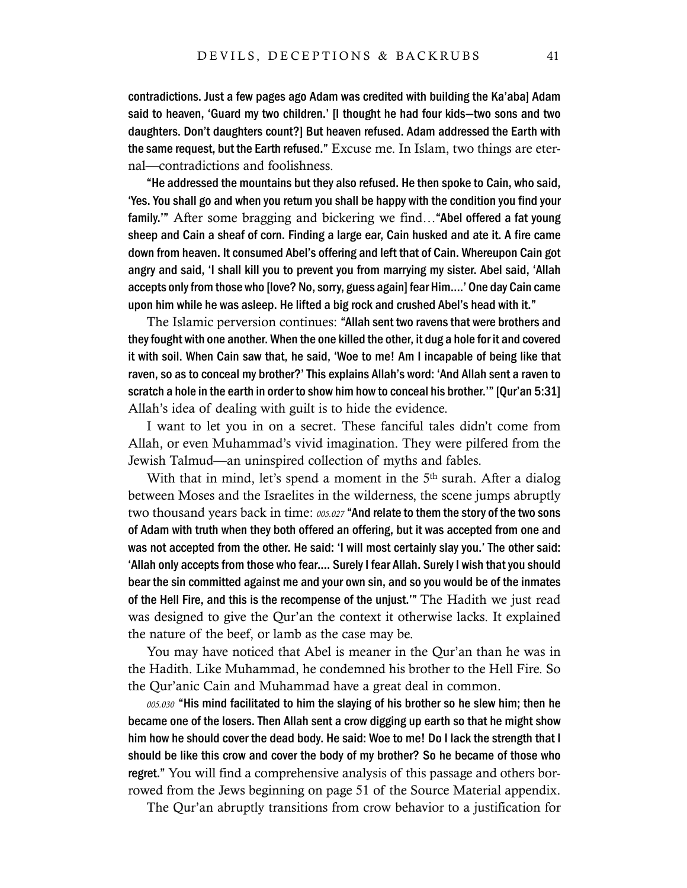**contradictions. Just a few pages ago Adam was credited with building the Ka'aba] Adam said to heaven, 'Guard my two children.' [I thought he had four kids—two sons and two daughters. Don't daughters count?] But heaven refused. Adam addressed the Earth with the same request, but the Earth refused."** Excuse me. In Islam, two things are eternal—contradictions and foolishness.

**"He addressed the mountains but they also refused. He then spoke to Cain, who said, 'Yes. You shall go and when you return you shall be happy with the condition you find your family.'"** After some bragging and bickering we find…**"Abel offered a fat young sheep and Cain a sheaf of corn. Finding a large ear, Cain husked and ate it. A fire came down from heaven. It consumed Abel's offering and left that of Cain. Whereupon Cain got angry and said, 'I shall kill you to prevent you from marrying my sister. Abel said, 'Allah accepts only from those who [love? No, sorry, guess again] fear Him….' One day Cain came upon him while he was asleep. He lifted a big rock and crushed Abel's head with it."**

The Islamic perversion continues: **"Allah sent two ravens that were brothers and they fought with one another. When the one killed the other, it dug a hole for it and covered it with soil. When Cain saw that, he said, 'Woe to me! Am I incapable of being like that raven, so as to conceal my brother?' This explains Allah's word: 'And Allah sent a raven to scratch a hole in the earth in order to show him how to conceal his brother.'" [Qur'an 5:31]** Allah's idea of dealing with guilt is to hide the evidence.

I want to let you in on a secret. These fanciful tales didn't come from Allah, or even Muhammad's vivid imagination. They were pilfered from the Jewish Talmud—an uninspired collection of myths and fables.

With that in mind, let's spend a moment in the 5th surah. After a dialog between Moses and the Israelites in the wilderness, the scene jumps abruptly two thousand years back in time: *005.027* **"And relate to them the story of the two sons of Adam with truth when they both offered an offering, but it was accepted from one and was not accepted from the other. He said: 'I will most certainly slay you.' The other said: 'Allah only accepts from those who fear…. Surely I fear Allah. Surely I wish that you should bear the sin committed against me and your own sin, and so you would be of the inmates of the Hell Fire, and this is the recompense of the unjust.'"** The Hadith we just read was designed to give the Qur'an the context it otherwise lacks. It explained the nature of the beef, or lamb as the case may be.

You may have noticed that Abel is meaner in the Qur'an than he was in the Hadith. Like Muhammad, he condemned his brother to the Hell Fire. So the Qur'anic Cain and Muhammad have a great deal in common.

*005.030* **"His mind facilitated to him the slaying of his brother so he slew him; then he became one of the losers. Then Allah sent a crow digging up earth so that he might show him how he should cover the dead body. He said: Woe to me! Do I lack the strength that I should be like this crow and cover the body of my brother? So he became of those who regret."** You will find a comprehensive analysis of this passage and others borrowed from the Jews beginning on page 51 of the Source Material appendix.

The Qur'an abruptly transitions from crow behavior to a justification for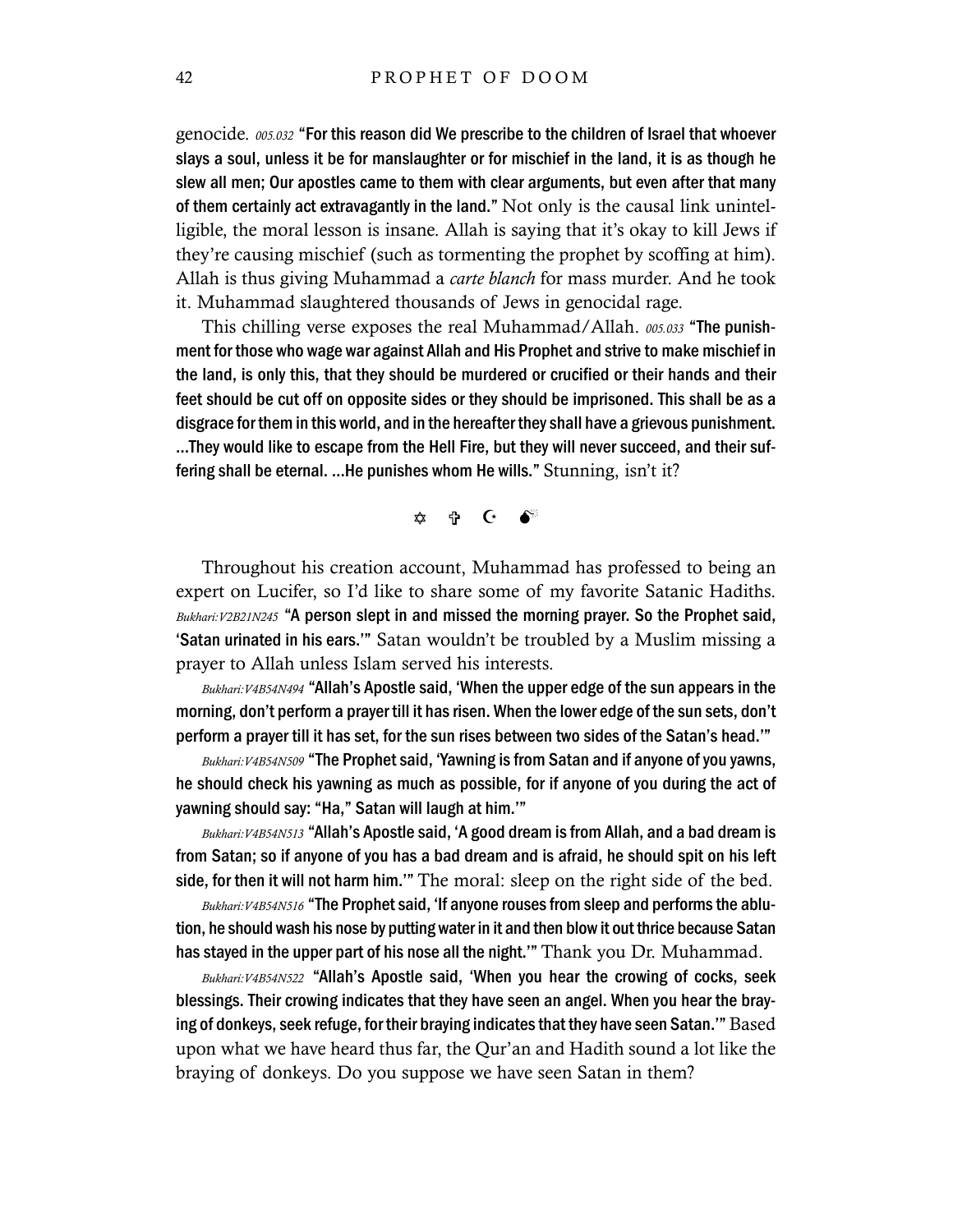genocide. *005.032* **"For this reason did We prescribe to the children of Israel that whoever slays a soul, unless it be for manslaughter or for mischief in the land, it is as though he slew all men; Our apostles came to them with clear arguments, but even after that many of them certainly act extravagantly in the land."** Not only is the causal link unintelligible, the moral lesson is insane. Allah is saying that it's okay to kill Jews if they're causing mischief (such as tormenting the prophet by scoffing at him). Allah is thus giving Muhammad a *carte blanch* for mass murder. And he took it. Muhammad slaughtered thousands of Jews in genocidal rage.

This chilling verse exposes the real Muhammad/Allah. *005.033* **"The punishment for those who wage war against Allah and His Prophet and strive to make mischief in the land, is only this, that they should be murdered or crucified or their hands and their feet should be cut off on opposite sides or they should be imprisoned. This shall be as a disgrace for them in this world, and in the hereafter they shall have a grievous punishment. ...They would like to escape from the Hell Fire, but they will never succeed, and their suffering shall be eternal. ...He punishes whom He wills."** Stunning, isn't it?

✡ ✞ ☪ 💣

Throughout his creation account, Muhammad has professed to being an expert on Lucifer, so I'd like to share some of my favorite Satanic Hadiths. *Bukhari:V2B21N245* **"A person slept in and missed the morning prayer. So the Prophet said, 'Satan urinated in his ears.'"** Satan wouldn't be troubled by a Muslim missing a prayer to Allah unless Islam served his interests.

*Bukhari:V4B54N494* **"Allah's Apostle said, 'When the upper edge of the sun appears in the morning, don't perform a prayer till it has risen. When the lower edge of the sun sets, don't perform a prayer till it has set, for the sun rises between two sides of the Satan's head.'"**

*Bukhari:V4B54N509* **"The Prophet said, 'Yawning is from Satan and if anyone of you yawns, he should check his yawning as much as possible, for if anyone of you during the act of yawning should say: "Ha," Satan will laugh at him.'"**

*Bukhari:V4B54N513* **"Allah's Apostle said, 'A good dream is from Allah, and a bad dream is from Satan; so if anyone of you has a bad dream and is afraid, he should spit on his left side, for then it will not harm him.'"** The moral: sleep on the right side of the bed.

*Bukhari:V4B54N516* **"The Prophet said, 'If anyone rouses from sleep and performs the ablution, he should wash his nose by putting water in it and then blow it out thrice because Satan has stayed in the upper part of his nose all the night.'"** Thank you Dr. Muhammad.

*Bukhari:V4B54N522* **"Allah's Apostle said, 'When you hear the crowing of cocks, seek blessings. Their crowing indicates that they have seen an angel. When you hear the braying of donkeys, seek refuge, for their braying indicates that they have seen Satan.'"** Based upon what we have heard thus far, the Qur'an and Hadith sound a lot like the braying of donkeys. Do you suppose we have seen Satan in them?